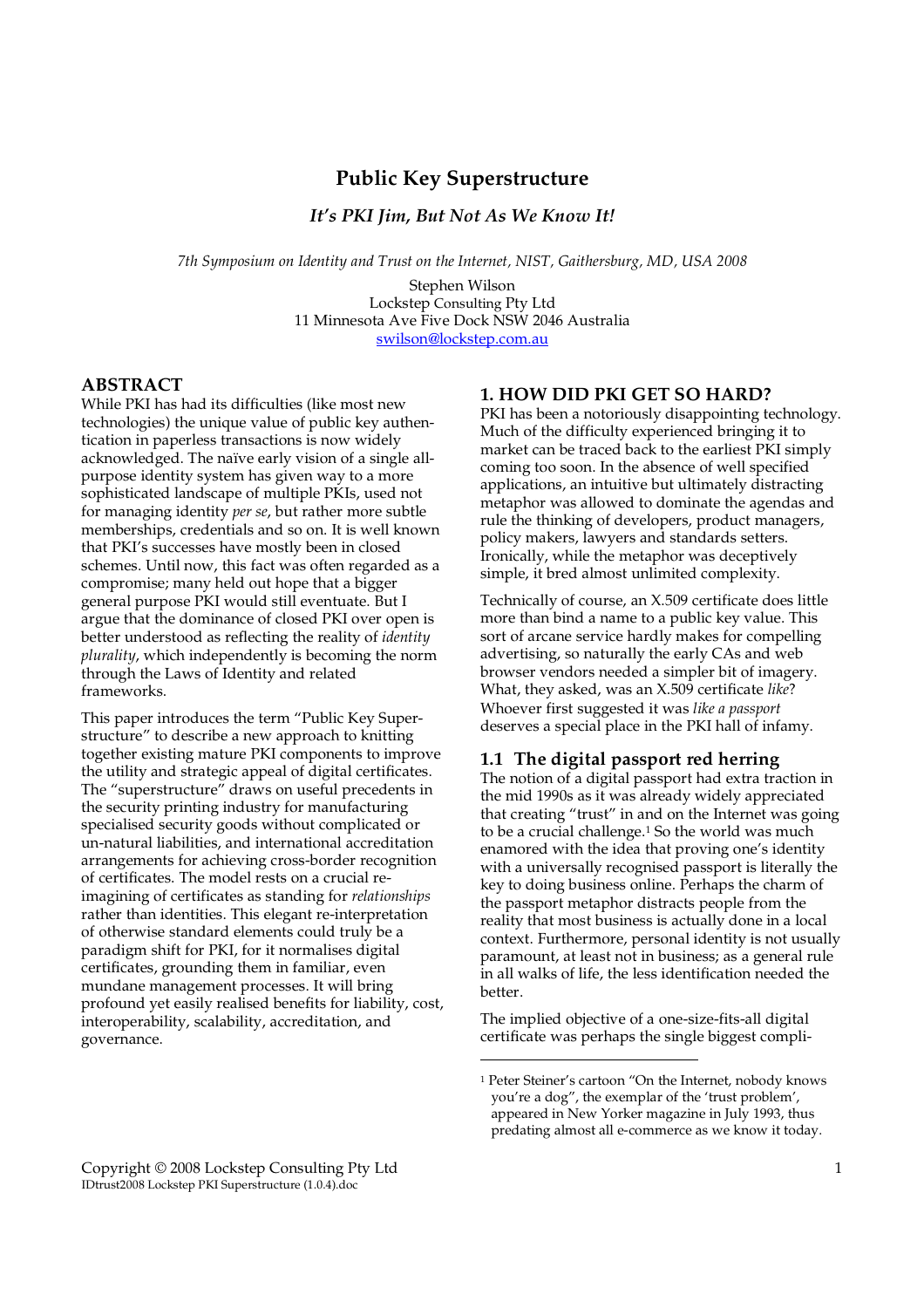# Public Key Superstructure

## *It's PKI Jim, But Not As We Know It!*

*7th Symposium on Identity and Trust on the Internet, NIST, Gaithersburg, MD, USA 2008*

Stephen Wilson
Lockstep Consulting Pty Ltd
11 Minnesota Ave Five Dock NSW 2046 Australia
swilson@lockstep.com.au

## ABSTRACT

While PKI has had its difficulties (like most new technologies) the unique value of public key authentication in paperless transactions is now widely acknowledged. The naïve early vision of a single all-purpose identity system has given way to a more sophisticated landscape of multiple PKIs, used not for managing identity *per se*, but rather more subtle memberships, credentials and so on. It is well known that PKI's successes have mostly been in closed schemes. Until now, this fact was often regarded as a compromise; many held out hope that a bigger general purpose PKI would still eventuate. But I argue that the dominance of closed PKI over open is better understood as reflecting the reality of *identity plurality*, which independently is becoming the norm through the Laws of Identity and related frameworks.

This paper introduces the term "Public Key Superstructure" to describe a new approach to knitting together existing mature PKI components to improve the utility and strategic appeal of digital certificates. The "superstructure" draws on useful precedents in the security printing industry for manufacturing specialised security goods without complicated or un-natural liabilities, and international accreditation arrangements for achieving cross-border recognition of certificates. The model rests on a crucial re-imagining of certificates as standing for *relationships* rather than identities. This elegant re-interpretation of otherwise standard elements could truly be a paradigm shift for PKI, for it normalises digital certificates, grounding them in familiar, even mundane management processes. It will bring profound yet easily realised benefits for liability, cost, interoperability, scalability, accreditation, and governance.

## 1. HOW DID PKI GET SO HARD?

PKI has been a notoriously disappointing technology. Much of the difficulty experienced bringing it to market can be traced back to the earliest PKI simply coming too soon. In the absence of well specified applications, an intuitive but ultimately distracting metaphor was allowed to dominate the agendas and rule the thinking of developers, product managers, policy makers, lawyers and standards setters. Ironically, while the metaphor was deceptively simple, it bred almost unlimited complexity.

Technically of course, an X.509 certificate does little more than bind a name to a public key value. This sort of arcane service hardly makes for compelling advertising, so naturally the early CAs and web browser vendors needed a simpler bit of imagery. What, they asked, was an X.509 certificate *like*? Whoever first suggested it was *like a passport* deserves a special place in the PKI hall of infamy.

### 1.1 The digital passport red herring

The notion of a digital passport had extra traction in the mid 1990s as it was already widely appreciated that creating "trust" in and on the Internet was going to be a crucial challenge.[1] So the world was much enamored with the idea that proving one's identity with a universally recognised passport is literally the key to doing business online. Perhaps the charm of the passport metaphor distracts people from the reality that most business is actually done in a local context. Furthermore, personal identity is not usually paramount, at least not in business; as a general rule in all walks of life, the less identification needed the better.

The implied objective of a one-size-fits-all digital certificate was perhaps the single biggest compli-

[1] Peter Steiner's cartoon "On the Internet, nobody knows you're a dog", the exemplar of the 'trust problem', appeared in New Yorker magazine in July 1993, thus predating almost all e-commerce as we know it today.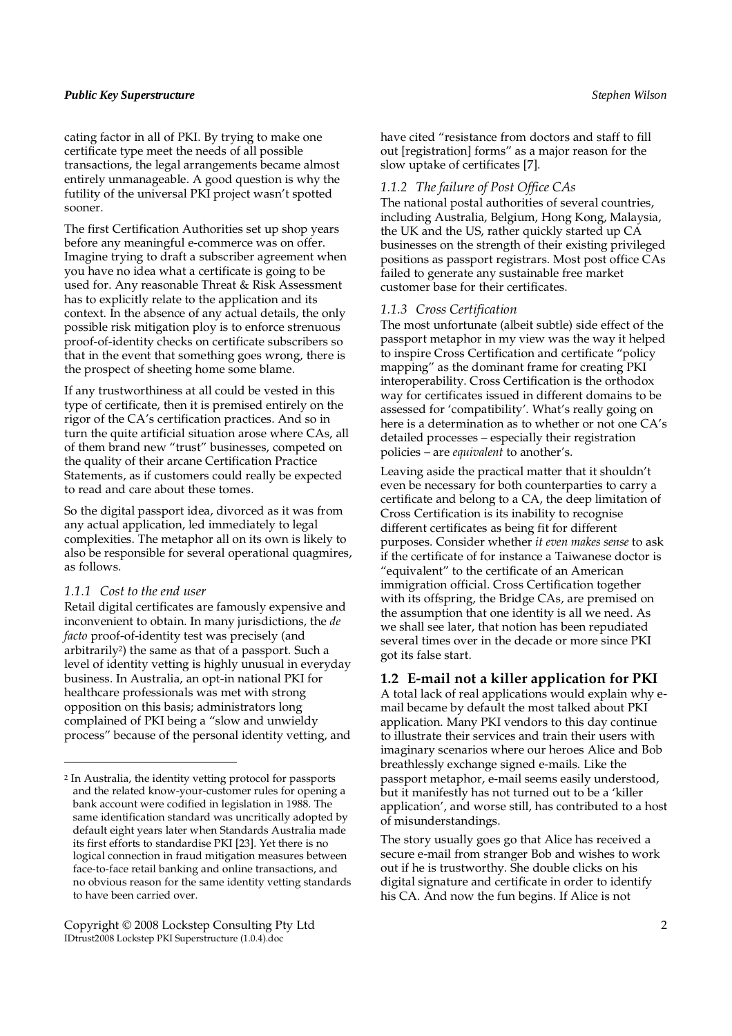cating factor in all of PKI. By trying to make one certificate type meet the needs of all possible transactions, the legal arrangements became almost entirely unmanageable. A good question is why the futility of the universal PKI project wasn't spotted sooner.

The first Certification Authorities set up shop years before any meaningful e-commerce was on offer. Imagine trying to draft a subscriber agreement when you have no idea what a certificate is going to be used for. Any reasonable Threat & Risk Assessment has to explicitly relate to the application and its context. In the absence of any actual details, the only possible risk mitigation ploy is to enforce strenuous proof-of-identity checks on certificate subscribers so that in the event that something goes wrong, there is the prospect of sheeting home some blame.

If any trustworthiness at all could be vested in this type of certificate, then it is premised entirely on the rigor of the CA's certification practices. And so in turn the quite artificial situation arose where CAs, all of them brand new "trust" businesses, competed on the quality of their arcane Certification Practice Statements, as if customers could really be expected to read and care about these tomes.

So the digital passport idea, divorced as it was from any actual application, led immediately to legal complexities. The metaphor all on its own is likely to also be responsible for several operational quagmires, as follows.

### *1.1.1 Cost to the end user*

Retail digital certificates are famously expensive and inconvenient to obtain. In many jurisdictions, the *de facto* proof-of-identity test was precisely (and arbitrarily[2]) the same as that of a passport. Such a level of identity vetting is highly unusual in everyday business. In Australia, an opt-in national PKI for healthcare professionals was met with strong opposition on this basis; administrators long complained of PKI being a "slow and unwieldy process" because of the personal identity vetting, and have cited "resistance from doctors and staff to fill out [registration] forms" as a major reason for the slow uptake of certificates [7].

### *1.1.2 The failure of Post Office CAs*

The national postal authorities of several countries, including Australia, Belgium, Hong Kong, Malaysia, the UK and the US, rather quickly started up CA businesses on the strength of their existing privileged positions as passport registrars. Most post office CAs failed to generate any sustainable free market customer base for their certificates.

### *1.1.3 Cross Certification*

The most unfortunate (albeit subtle) side effect of the passport metaphor in my view was the way it helped to inspire Cross Certification and certificate "policy mapping" as the dominant frame for creating PKI interoperability. Cross Certification is the orthodox way for certificates issued in different domains to be assessed for 'compatibility'. What's really going on here is a determination as to whether or not one CA's detailed processes – especially their registration policies – are *equivalent* to another's.

Leaving aside the practical matter that it shouldn't even be necessary for both counterparties to carry a certificate and belong to a CA, the deep limitation of Cross Certification is its inability to recognise different certificates as being fit for different purposes. Consider whether *it even makes sense* to ask if the certificate of for instance a Taiwanese doctor is "equivalent" to the certificate of an American immigration official. Cross Certification together with its offspring, the Bridge CAs, are premised on the assumption that one identity is all we need. As we shall see later, that notion has been repudiated several times over in the decade or more since PKI got its false start.

## 1.2 E-mail not a killer application for PKI

A total lack of real applications would explain why e-mail became by default the most talked about PKI application. Many PKI vendors to this day continue to illustrate their services and train their users with imaginary scenarios where our heroes Alice and Bob breathlessly exchange signed e-mails. Like the passport metaphor, e-mail seems easily understood, but it manifestly has not turned out to be a 'killer application', and worse still, has contributed to a host of misunderstandings.

The story usually goes go that Alice has received a secure e-mail from stranger Bob and wishes to work out if he is trustworthy. She double clicks on his digital signature and certificate in order to identify his CA. And now the fun begins. If Alice is not

---

[2] In Australia, the identity vetting protocol for passports and the related know-your-customer rules for opening a bank account were codified in legislation in 1988. The same identification standard was uncritically adopted by default eight years later when Standards Australia made its first efforts to standardise PKI [23]. Yet there is no logical connection in fraud mitigation measures between face-to-face retail banking and online transactions, and no obvious reason for the same identity vetting standards to have been carried over.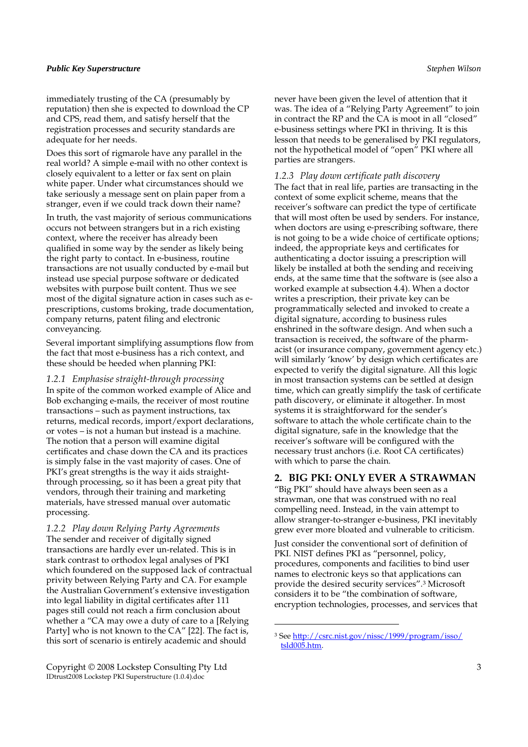immediately trusting of the CA (presumably by reputation) then she is expected to download the CP and CPS, read them, and satisfy herself that the registration processes and security standards are adequate for her needs.

Does this sort of rigmarole have any parallel in the real world? A simple e-mail with no other context is closely equivalent to a letter or fax sent on plain white paper. Under what circumstances should we take seriously a message sent on plain paper from a stranger, even if we could track down their name?

In truth, the vast majority of serious communications occurs not between strangers but in a rich existing context, where the receiver has already been qualified in some way by the sender as likely being the right party to contact. In e-business, routine transactions are not usually conducted by e-mail but instead use special purpose software or dedicated websites with purpose built content. Thus we see most of the digital signature action in cases such as e-prescriptions, customs broking, trade documentation, company returns, patent filing and electronic conveyancing.

Several important simplifying assumptions flow from the fact that most e-business has a rich context, and these should be heeded when planning PKI:

### *1.2.1 Emphasise straight-through processing*

In spite of the common worked example of Alice and Bob exchanging e-mails, the receiver of most routine transactions – such as payment instructions, tax returns, medical records, import/export declarations, or votes – is not a human but instead is a machine. The notion that a person will examine digital certificates and chase down the CA and its practices is simply false in the vast majority of cases. One of PKI's great strengths is the way it aids straight-through processing, so it has been a great pity that vendors, through their training and marketing materials, have stressed manual over automatic processing.

### *1.2.2 Play down Relying Party Agreements*

The sender and receiver of digitally signed transactions are hardly ever un-related. This is in stark contrast to orthodox legal analyses of PKI which foundered on the supposed lack of contractual privity between Relying Party and CA. For example the Australian Government's extensive investigation into legal liability in digital certificates after 111 pages still could not reach a firm conclusion about whether a "CA may owe a duty of care to a [Relying Party] who is not known to the CA" [22]. The fact is, this sort of scenario is entirely academic and should never have been given the level of attention that it was. The idea of a "Relying Party Agreement" to join in contract the RP and the CA is moot in all "closed" e-business settings where PKI in thriving. It is this lesson that needs to be generalised by PKI regulators, not the hypothetical model of "open" PKI where all parties are strangers.

### *1.2.3 Play down certificate path discovery*

The fact that in real life, parties are transacting in the context of some explicit scheme, means that the receiver's software can predict the type of certificate that will most often be used by senders. For instance, when doctors are using e-prescribing software, there is not going to be a wide choice of certificate options; indeed, the appropriate keys and certificates for authenticating a doctor issuing a prescription will likely be installed at both the sending and receiving ends, at the same time that the software is (see also a worked example at subsection 4.4). When a doctor writes a prescription, their private key can be programmatically selected and invoked to create a digital signature, according to business rules enshrined in the software design. And when such a transaction is received, the software of the pharmacist (or insurance company, government agency etc.) will similarly 'know' by design which certificates are expected to verify the digital signature. All this logic in most transaction systems can be settled at design time, which can greatly simplify the task of certificate path discovery, or eliminate it altogether. In most systems it is straightforward for the sender's software to attach the whole certificate chain to the digital signature, safe in the knowledge that the receiver's software will be configured with the necessary trust anchors (i.e. Root CA certificates) with which to parse the chain.

## 2. BIG PKI: ONLY EVER A STRAWMAN

"Big PKI" should have always been seen as a strawman, one that was construed with no real compelling need. Instead, in the vain attempt to allow stranger-to-stranger e-business, PKI inevitably grew ever more bloated and vulnerable to criticism.

Just consider the conventional sort of definition of PKI. NIST defines PKI as "personnel, policy, procedures, components and facilities to bind user names to electronic keys so that applications can provide the desired security services".[3] Microsoft considers it to be "the combination of software, encryption technologies, processes, and services that

---

[3] See http://csrc.nist.gov/nissc/1999/program/isso/tsld005.htm.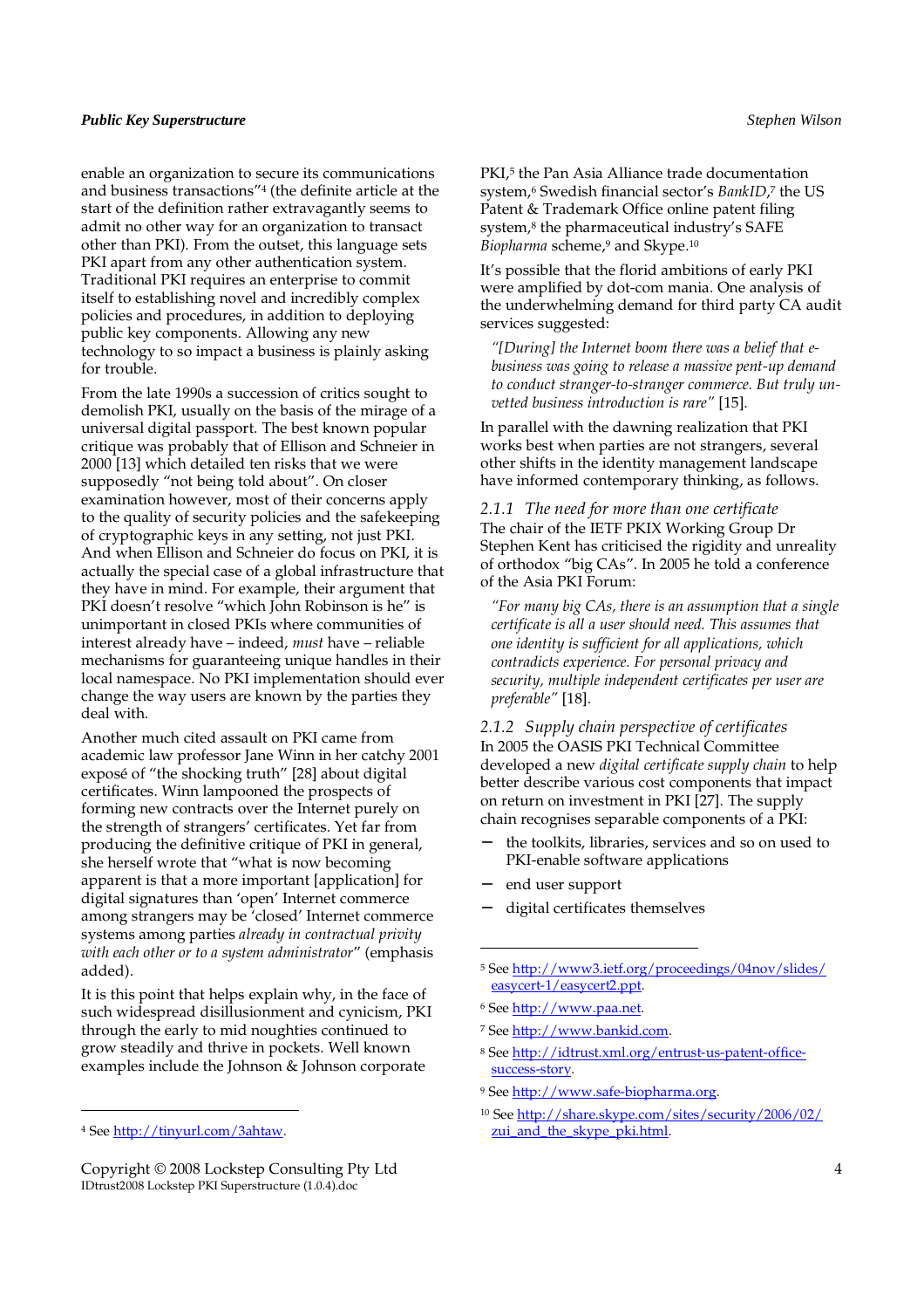enable an organization to secure its communications and business transactions"[4] (the definite article at the start of the definition rather extravagantly seems to admit no other way for an organization to transact other than PKI). From the outset, this language sets PKI apart from any other authentication system. Traditional PKI requires an enterprise to commit itself to establishing novel and incredibly complex policies and procedures, in addition to deploying public key components. Allowing any new technology to so impact a business is plainly asking for trouble.

From the late 1990s a succession of critics sought to demolish PKI, usually on the basis of the mirage of a universal digital passport. The best known popular critique was probably that of Ellison and Schneier in 2000 [13] which detailed ten risks that we were supposedly "not being told about". On closer examination however, most of their concerns apply to the quality of security policies and the safekeeping of cryptographic keys in any setting, not just PKI. And when Ellison and Schneier do focus on PKI, it is actually the special case of a global infrastructure that they have in mind. For example, their argument that PKI doesn't resolve "which John Robinson is he" is unimportant in closed PKIs where communities of interest already have – indeed, *must* have – reliable mechanisms for guaranteeing unique handles in their local namespace. No PKI implementation should ever change the way users are known by the parties they deal with.

Another much cited assault on PKI came from academic law professor Jane Winn in her catchy 2001 exposé of "the shocking truth" [28] about digital certificates. Winn lampooned the prospects of forming new contracts over the Internet purely on the strength of strangers' certificates. Yet far from producing the definitive critique of PKI in general, she herself wrote that "what is now becoming apparent is that a more important [application] for digital signatures than 'open' Internet commerce among strangers may be 'closed' Internet commerce systems among parties *already in contractual privity with each other or to a system administrator*" (emphasis added).

It is this point that helps explain why, in the face of such widespread disillusionment and cynicism, PKI through the early to mid noughties continued to grow steadily and thrive in pockets. Well known examples include the Johnson & Johnson corporate PKI,[5] the Pan Asia Alliance trade documentation system,[6] Swedish financial sector's *BankID*,[7] the US Patent & Trademark Office online patent filing system,[8] the pharmaceutical industry's SAFE *Biopharma* scheme,[9] and Skype.[10]

It's possible that the florid ambitions of early PKI were amplified by dot-com mania. One analysis of the underwhelming demand for third party CA audit services suggested:

> *"[During] the Internet boom there was a belief that e-business was going to release a massive pent-up demand to conduct stranger-to-stranger commerce. But truly un-vetted business introduction is rare"* [15].

In parallel with the dawning realization that PKI works best when parties are not strangers, several other shifts in the identity management landscape have informed contemporary thinking, as follows.

### 2.1.1 The need for more than one certificate

The chair of the IETF PKIX Working Group Dr Stephen Kent has criticised the rigidity and unreality of orthodox "big CAs". In 2005 he told a conference of the Asia PKI Forum:

> *"For many big CAs, there is an assumption that a single certificate is all a user should need. This assumes that one identity is sufficient for all applications, which contradicts experience. For personal privacy and security, multiple independent certificates per user are preferable"* [18].

### 2.1.2 Supply chain perspective of certificates

In 2005 the OASIS PKI Technical Committee developed a new *digital certificate supply chain* to help better describe various cost components that impact on return on investment in PKI [27]. The supply chain recognises separable components of a PKI:

- the toolkits, libraries, services and so on used to PKI-enable software applications
- end user support
- digital certificates themselves

---

[4] See http://tinyurl.com/3ahtaw.

[5] See http://www3.ietf.org/proceedings/04nov/slides/easycert-1/easycert2.ppt.

[6] See http://www.paa.net.

[7] See http://www.bankid.com.

[8] See http://idtrust.xml.org/entrust-us-patent-office-success-story.

[9] See http://www.safe-biopharma.org.

[10] See http://share.skype.com/sites/security/2006/02/zui_and_the_skype_pki.html.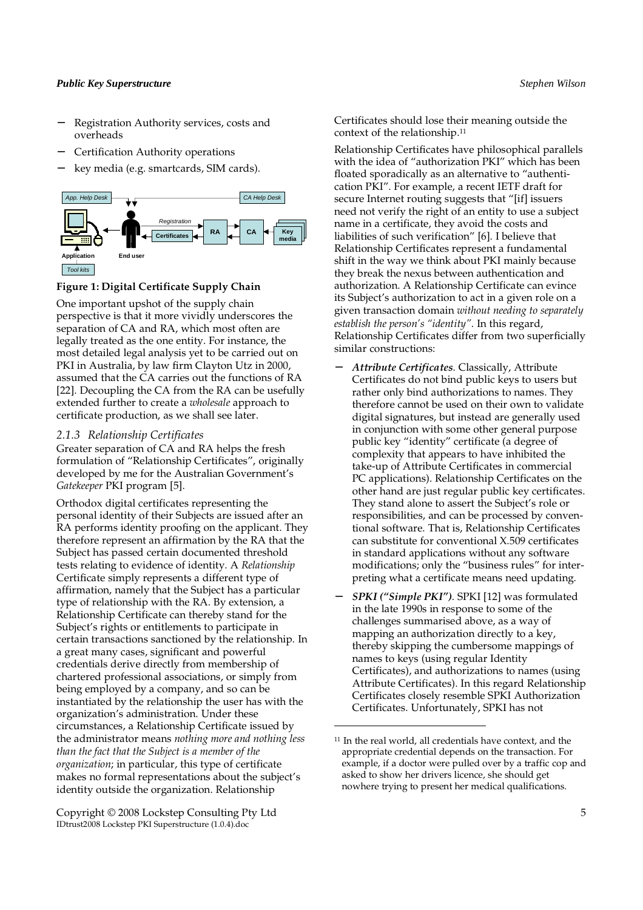- Registration Authority services, costs and overheads
- Certification Authority operations
- key media (e.g. smartcards, SIM cards).

**Figure 1: Digital Certificate Supply Chain**

One important upshot of the supply chain perspective is that it more vividly underscores the separation of CA and RA, which most often are legally treated as the one entity. For instance, the most detailed legal analysis yet to be carried out on PKI in Australia, by law firm Clayton Utz in 2000, assumed that the CA carries out the functions of RA [22]. Decoupling the CA from the RA can be usefully extended further to create a *wholesale* approach to certificate production, as we shall see later.

### *2.1.3 Relationship Certificates*

Greater separation of CA and RA helps the fresh formulation of "Relationship Certificates", originally developed by me for the Australian Government's *Gatekeeper* PKI program [5].

Orthodox digital certificates representing the personal identity of their Subjects are issued after an RA performs identity proofing on the applicant. They therefore represent an affirmation by the RA that the Subject has passed certain documented threshold tests relating to evidence of identity. A *Relationship* Certificate simply represents a different type of affirmation, namely that the Subject has a particular type of relationship with the RA. By extension, a Relationship Certificate can thereby stand for the Subject's rights or entitlements to participate in certain transactions sanctioned by the relationship. In a great many cases, significant and powerful credentials derive directly from membership of chartered professional associations, or simply from being employed by a company, and so can be instantiated by the relationship the user has with the organization's administration. Under these circumstances, a Relationship Certificate issued by the administrator means *nothing more and nothing less than the fact that the Subject is a member of the organization*; in particular, this type of certificate makes no formal representations about the subject's identity outside the organization. Relationship Certificates should lose their meaning outside the context of the relationship.[11]

Relationship Certificates have philosophical parallels with the idea of "authorization PKI" which has been floated sporadically as an alternative to "authentication PKI". For example, a recent IETF draft for secure Internet routing suggests that "[if] issuers need not verify the right of an entity to use a subject name in a certificate, they avoid the costs and liabilities of such verification" [6]. I believe that Relationship Certificates represent a fundamental shift in the way we think about PKI mainly because they break the nexus between authentication and authorization. A Relationship Certificate can evince its Subject's authorization to act in a given role on a given transaction domain *without needing to separately establish the person's "identity"*. In this regard, Relationship Certificates differ from two superficially similar constructions:

- ***Attribute Certificates***. Classically, Attribute Certificates do not bind public keys to users but rather only bind authorizations to names. They therefore cannot be used on their own to validate digital signatures, but instead are generally used in conjunction with some other general purpose public key "identity" certificate (a degree of complexity that appears to have inhibited the take-up of Attribute Certificates in commercial PC applications). Relationship Certificates on the other hand are just regular public key certificates. They stand alone to assert the Subject's role or responsibilities, and can be processed by conventional software. That is, Relationship Certificates can substitute for conventional X.509 certificates in standard applications without any software modifications; only the "business rules" for interpreting what a certificate means need updating.
- ***SPKI ("Simple PKI")***. SPKI [12] was formulated in the late 1990s in response to some of the challenges summarised above, as a way of mapping an authorization directly to a key, thereby skipping the cumbersome mappings of names to keys (using regular Identity Certificates), and authorizations to names (using Attribute Certificates). In this regard Relationship Certificates closely resemble SPKI Authorization Certificates. Unfortunately, SPKI has not

[11] In the real world, all credentials have context, and the appropriate credential depends on the transaction. For example, if a doctor were pulled over by a traffic cop and asked to show her drivers licence, she should get nowhere trying to present her medical qualifications.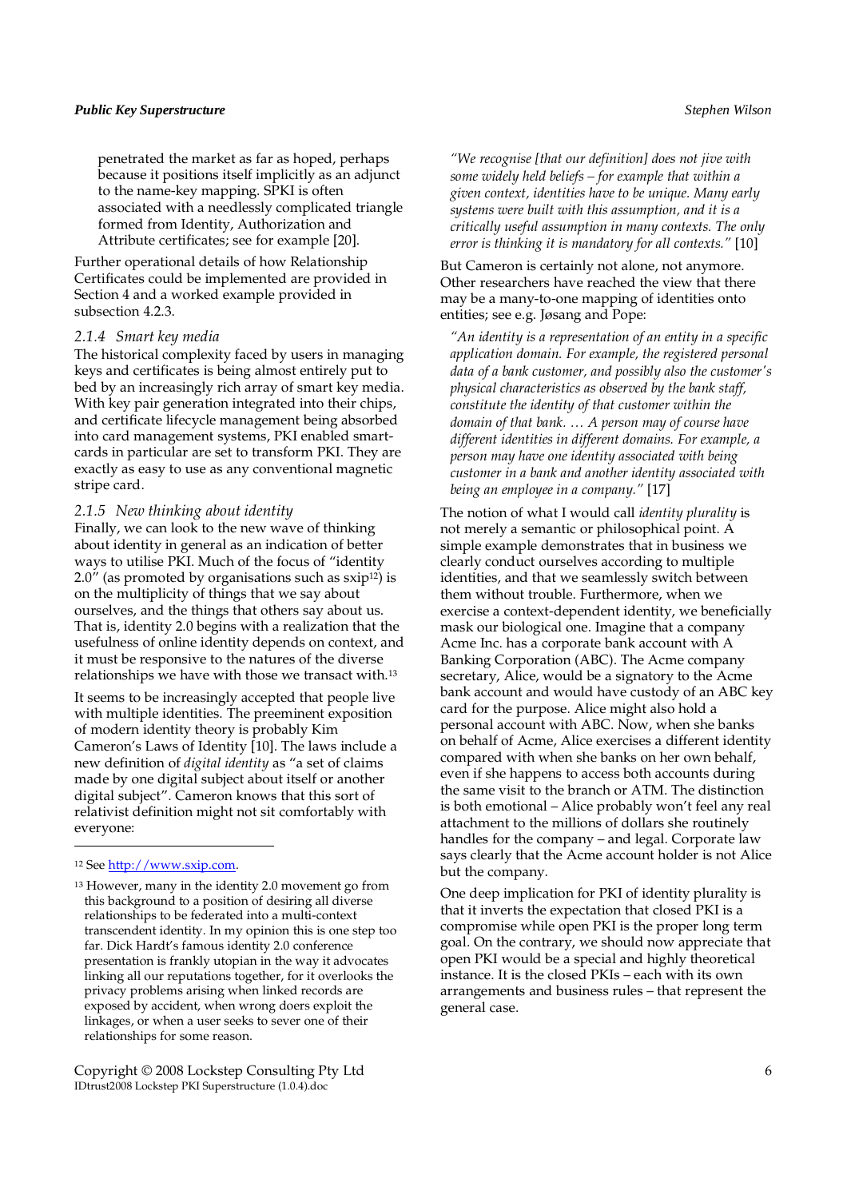penetrated the market as far as hoped, perhaps because it positions itself implicitly as an adjunct to the name-key mapping. SPKI is often associated with a needlessly complicated triangle formed from Identity, Authorization and Attribute certificates; see for example [20].

Further operational details of how Relationship Certificates could be implemented are provided in Section 4 and a worked example provided in subsection 4.2.3.

### 2.1.4 Smart key media

The historical complexity faced by users in managing keys and certificates is being almost entirely put to bed by an increasingly rich array of smart key media. With key pair generation integrated into their chips, and certificate lifecycle management being absorbed into card management systems, PKI enabled smart-cards in particular are set to transform PKI. They are exactly as easy to use as any conventional magnetic stripe card.

### 2.1.5 New thinking about identity

Finally, we can look to the new wave of thinking about identity in general as an indication of better ways to utilise PKI. Much of the focus of "identity 2.0" (as promoted by organisations such as sxip[12]) is on the multiplicity of things that we say about ourselves, and the things that others say about us. That is, identity 2.0 begins with a realization that the usefulness of online identity depends on context, and it must be responsive to the natures of the diverse relationships we have with those we transact with.[13]

It seems to be increasingly accepted that people live with multiple identities. The preeminent exposition of modern identity theory is probably Kim Cameron's Laws of Identity [10]. The laws include a new definition of *digital identity* as "a set of claims made by one digital subject about itself or another digital subject". Cameron knows that this sort of relativist definition might not sit comfortably with everyone:

> *"We recognise [that our definition] does not jive with some widely held beliefs – for example that within a given context, identities have to be unique. Many early systems were built with this assumption, and it is a critically useful assumption in many contexts. The only error is thinking it is mandatory for all contexts."* [10]

But Cameron is certainly not alone, not anymore. Other researchers have reached the view that there may be a many-to-one mapping of identities onto entities; see e.g. Jøsang and Pope:

> *"An identity is a representation of an entity in a specific application domain. For example, the registered personal data of a bank customer, and possibly also the customer's physical characteristics as observed by the bank staff, constitute the identity of that customer within the domain of that bank. … A person may of course have different identities in different domains. For example, a person may have one identity associated with being customer in a bank and another identity associated with being an employee in a company."* [17]

The notion of what I would call *identity plurality* is not merely a semantic or philosophical point. A simple example demonstrates that in business we clearly conduct ourselves according to multiple identities, and that we seamlessly switch between them without trouble. Furthermore, when we exercise a context-dependent identity, we beneficially mask our biological one. Imagine that a company Acme Inc. has a corporate bank account with A Banking Corporation (ABC). The Acme company secretary, Alice, would be a signatory to the Acme bank account and would have custody of an ABC key card for the purpose. Alice might also hold a personal account with ABC. Now, when she banks on behalf of Acme, Alice exercises a different identity compared with when she banks on her own behalf, even if she happens to access both accounts during the same visit to the branch or ATM. The distinction is both emotional – Alice probably won't feel any real attachment to the millions of dollars she routinely handles for the company – and legal. Corporate law says clearly that the Acme account holder is not Alice but the company.

One deep implication for PKI of identity plurality is that it inverts the expectation that closed PKI is a compromise while open PKI is the proper long term goal. On the contrary, we should now appreciate that open PKI would be a special and highly theoretical instance. It is the closed PKIs – each with its own arrangements and business rules – that represent the general case.

---

[12] See http://www.sxip.com.

[13] However, many in the identity 2.0 movement go from this background to a position of desiring all diverse relationships to be federated into a multi-context transcendent identity. In my opinion this is one step too far. Dick Hardt's famous identity 2.0 conference presentation is frankly utopian in the way it advocates linking all our reputations together, for it overlooks the privacy problems arising when linked records are exposed by accident, when wrong doers exploit the linkages, or when a user seeks to sever one of their relationships for some reason.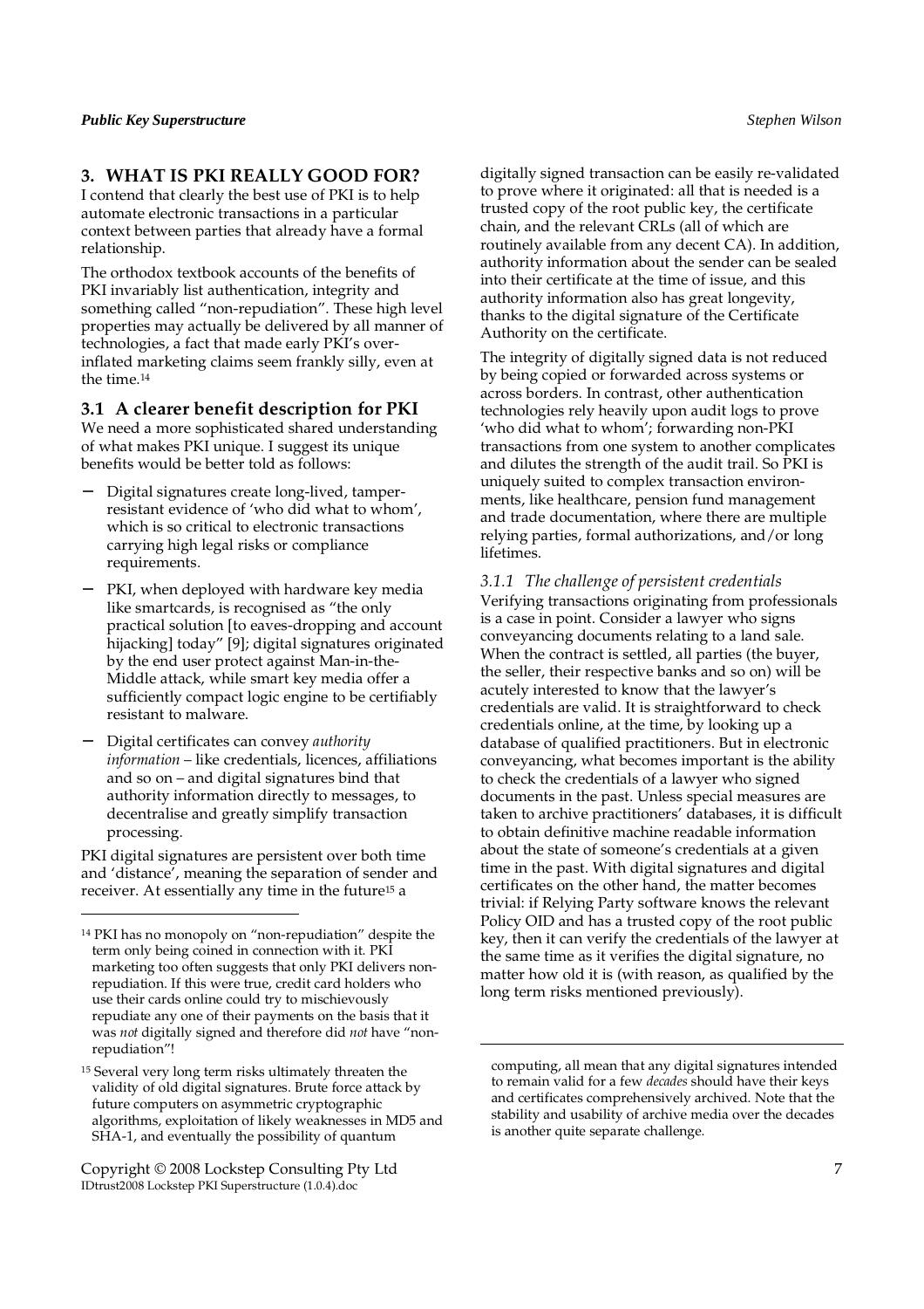## 3. WHAT IS PKI REALLY GOOD FOR?

I contend that clearly the best use of PKI is to help automate electronic transactions in a particular context between parties that already have a formal relationship.

The orthodox textbook accounts of the benefits of PKI invariably list authentication, integrity and something called "non-repudiation". These high level properties may actually be delivered by all manner of technologies, a fact that made early PKI's over-inflated marketing claims seem frankly silly, even at the time.[14]

### 3.1 A clearer benefit description for PKI

We need a more sophisticated shared understanding of what makes PKI unique. I suggest its unique benefits would be better told as follows:

- Digital signatures create long-lived, tamper-resistant evidence of 'who did what to whom', which is so critical to electronic transactions carrying high legal risks or compliance requirements.
- PKI, when deployed with hardware key media like smartcards, is recognised as "the only practical solution [to eaves-dropping and account hijacking] today" [9]; digital signatures originated by the end user protect against Man-in-the-Middle attack, while smart key media offer a sufficiently compact logic engine to be certifiably resistant to malware.
- Digital certificates can convey *authority information* – like credentials, licences, affiliations and so on – and digital signatures bind that authority information directly to messages, to decentralise and greatly simplify transaction processing.

PKI digital signatures are persistent over both time and 'distance', meaning the separation of sender and receiver. At essentially any time in the future[15] a digitally signed transaction can be easily re-validated to prove where it originated: all that is needed is a trusted copy of the root public key, the certificate chain, and the relevant CRLs (all of which are routinely available from any decent CA). In addition, authority information about the sender can be sealed into their certificate at the time of issue, and this authority information also has great longevity, thanks to the digital signature of the Certificate Authority on the certificate.

The integrity of digitally signed data is not reduced by being copied or forwarded across systems or across borders. In contrast, other authentication technologies rely heavily upon audit logs to prove 'who did what to whom'; forwarding non-PKI transactions from one system to another complicates and dilutes the strength of the audit trail. So PKI is uniquely suited to complex transaction environments, like healthcare, pension fund management and trade documentation, where there are multiple relying parties, formal authorizations, and/or long lifetimes.

#### *3.1.1 The challenge of persistent credentials*

Verifying transactions originating from professionals is a case in point. Consider a lawyer who signs conveyancing documents relating to a land sale. When the contract is settled, all parties (the buyer, the seller, their respective banks and so on) will be acutely interested to know that the lawyer's credentials are valid. It is straightforward to check credentials online, at the time, by looking up a database of qualified practitioners. But in electronic conveyancing, what becomes important is the ability to check the credentials of a lawyer who signed documents in the past. Unless special measures are taken to archive practitioners' databases, it is difficult to obtain definitive machine readable information about the state of someone's credentials at a given time in the past. With digital signatures and digital certificates on the other hand, the matter becomes trivial: if Relying Party software knows the relevant Policy OID and has a trusted copy of the root public key, then it can verify the credentials of the lawyer at the same time as it verifies the digital signature, no matter how old it is (with reason, as qualified by the long term risks mentioned previously).

---

[14] PKI has no monopoly on "non-repudiation" despite the term only being coined in connection with it. PKI marketing too often suggests that only PKI delivers non-repudiation. If this were true, credit card holders who use their cards online could try to mischievously repudiate any one of their payments on the basis that it was *not* digitally signed and therefore did *not* have "non-repudiation"!

[15] Several very long term risks ultimately threaten the validity of old digital signatures. Brute force attack by future computers on asymmetric cryptographic algorithms, exploitation of likely weaknesses in MD5 and SHA-1, and eventually the possibility of quantum computing, all mean that any digital signatures intended to remain valid for a few *decades* should have their keys and certificates comprehensively archived. Note that the stability and usability of archive media over the decades is another quite separate challenge.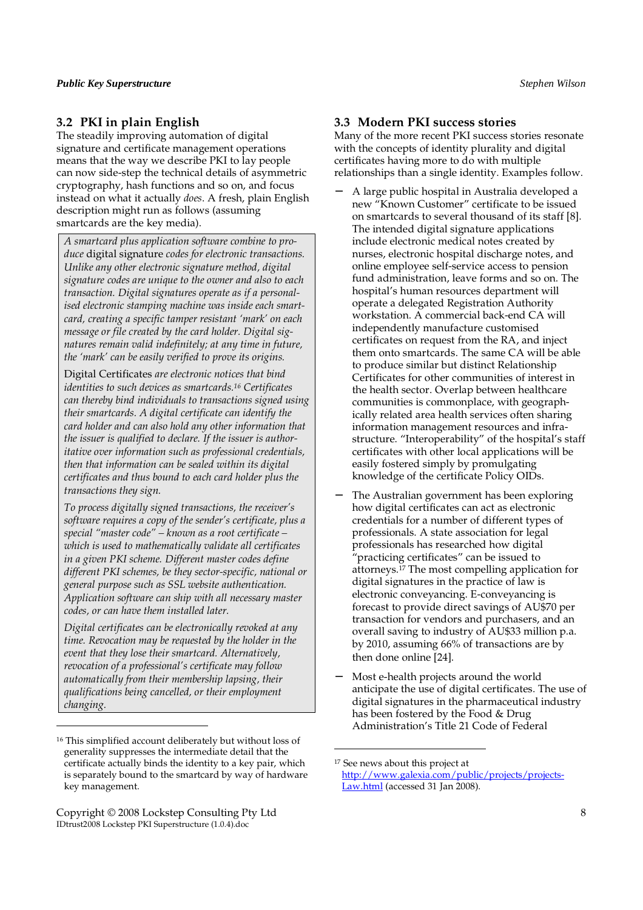## 3.2 PKI in plain English

The steadily improving automation of digital signature and certificate management operations means that the way we describe PKI to lay people can now side-step the technical details of asymmetric cryptography, hash functions and so on, and focus instead on what it actually *does*. A fresh, plain English description might run as follows (assuming smartcards are the key media).

> *A smartcard plus application software combine to produce* digital signature *codes for electronic transactions. Unlike any other electronic signature method, digital signature codes are unique to the owner and also to each transaction. Digital signatures operate as if a personalised electronic stamping machine was inside each smartcard, creating a specific tamper resistant 'mark' on each message or file created by the card holder. Digital signatures remain valid indefinitely; at any time in future, the 'mark' can be easily verified to prove its origins.*
>
> Digital Certificates *are electronic notices that bind identities to such devices as smartcards.*[16] *Certificates can thereby bind individuals to transactions signed using their smartcards. A digital certificate can identify the card holder and can also hold any other information that the issuer is qualified to declare. If the issuer is authoritative over information such as professional credentials, then that information can be sealed within its digital certificates and thus bound to each card holder plus the transactions they sign.*
>
> *To process digitally signed transactions, the receiver's software requires a copy of the sender's certificate, plus a special "master code" – known as a root certificate – which is used to mathematically validate all certificates in a given PKI scheme. Different master codes define different PKI schemes, be they sector-specific, national or general purpose such as SSL website authentication. Application software can ship with all necessary master codes, or can have them installed later.*
>
> *Digital certificates can be electronically revoked at any time. Revocation may be requested by the holder in the event that they lose their smartcard. Alternatively, revocation of a professional's certificate may follow automatically from their membership lapsing, their qualifications being cancelled, or their employment changing.*

[16] This simplified account deliberately but without loss of generality suppresses the intermediate detail that the certificate actually binds the identity to a key pair, which is separately bound to the smartcard by way of hardware key management.

## 3.3 Modern PKI success stories

Many of the more recent PKI success stories resonate with the concepts of identity plurality and digital certificates having more to do with multiple relationships than a single identity. Examples follow.

- A large public hospital in Australia developed a new "Known Customer" certificate to be issued on smartcards to several thousand of its staff [8]. The intended digital signature applications include electronic medical notes created by nurses, electronic hospital discharge notes, and online employee self-service access to pension fund administration, leave forms and so on. The hospital's human resources department will operate a delegated Registration Authority workstation. A commercial back-end CA will independently manufacture customised certificates on request from the RA, and inject them onto smartcards. The same CA will be able to produce similar but distinct Relationship Certificates for other communities of interest in the health sector. Overlap between healthcare communities is commonplace, with geographically related area health services often sharing information management resources and infrastructure. "Interoperability" of the hospital's staff certificates with other local applications will be easily fostered simply by promulgating knowledge of the certificate Policy OIDs.
- The Australian government has been exploring how digital certificates can act as electronic credentials for a number of different types of professionals. A state association for legal professionals has researched how digital "practicing certificates" can be issued to attorneys.[17] The most compelling application for digital signatures in the practice of law is electronic conveyancing. E-conveyancing is forecast to provide direct savings of AU$70 per transaction for vendors and purchasers, and an overall saving to industry of AU$33 million p.a. by 2010, assuming 66% of transactions are by then done online [24].
- Most e-health projects around the world anticipate the use of digital certificates. The use of digital signatures in the pharmaceutical industry has been fostered by the Food & Drug Administration's Title 21 Code of Federal

[17] See news about this project at http://www.galexia.com/public/projects/projects-Law.html (accessed 31 Jan 2008).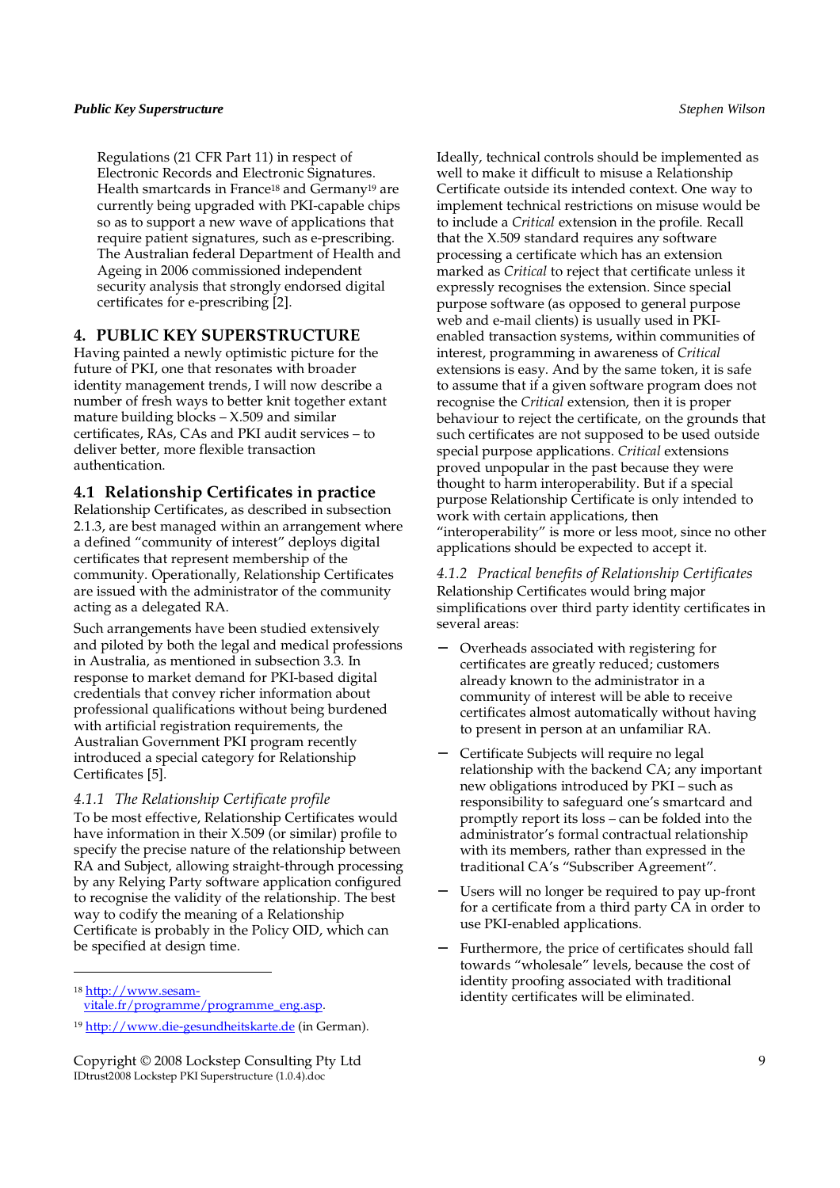Regulations (21 CFR Part 11) in respect of Electronic Records and Electronic Signatures. Health smartcards in France[18] and Germany[19] are currently being upgraded with PKI-capable chips so as to support a new wave of applications that require patient signatures, such as e-prescribing. The Australian federal Department of Health and Ageing in 2006 commissioned independent security analysis that strongly endorsed digital certificates for e-prescribing [2].

# 4. PUBLIC KEY SUPERSTRUCTURE

Having painted a newly optimistic picture for the future of PKI, one that resonates with broader identity management trends, I will now describe a number of fresh ways to better knit together extant mature building blocks – X.509 and similar certificates, RAs, CAs and PKI audit services – to deliver better, more flexible transaction authentication.

## 4.1 Relationship Certificates in practice

Relationship Certificates, as described in subsection 2.1.3, are best managed within an arrangement where a defined "community of interest" deploys digital certificates that represent membership of the community. Operationally, Relationship Certificates are issued with the administrator of the community acting as a delegated RA.

Such arrangements have been studied extensively and piloted by both the legal and medical professions in Australia, as mentioned in subsection 3.3. In response to market demand for PKI-based digital credentials that convey richer information about professional qualifications without being burdened with artificial registration requirements, the Australian Government PKI program recently introduced a special category for Relationship Certificates [5].

### *4.1.1 The Relationship Certificate profile*

To be most effective, Relationship Certificates would have information in their X.509 (or similar) profile to specify the precise nature of the relationship between RA and Subject, allowing straight-through processing by any Relying Party software application configured to recognise the validity of the relationship. The best way to codify the meaning of a Relationship Certificate is probably in the Policy OID, which can be specified at design time.

Ideally, technical controls should be implemented as well to make it difficult to misuse a Relationship Certificate outside its intended context. One way to implement technical restrictions on misuse would be to include a *Critical* extension in the profile. Recall that the X.509 standard requires any software processing a certificate which has an extension marked as *Critical* to reject that certificate unless it expressly recognises the extension. Since special purpose software (as opposed to general purpose web and e-mail clients) is usually used in PKI-enabled transaction systems, within communities of interest, programming in awareness of *Critical* extensions is easy. And by the same token, it is safe to assume that if a given software program does not recognise the *Critical* extension, then it is proper behaviour to reject the certificate, on the grounds that such certificates are not supposed to be used outside special purpose applications. *Critical* extensions proved unpopular in the past because they were thought to harm interoperability. But if a special purpose Relationship Certificate is only intended to work with certain applications, then "interoperability" is more or less moot, since no other applications should be expected to accept it.

### *4.1.2 Practical benefits of Relationship Certificates*

Relationship Certificates would bring major simplifications over third party identity certificates in several areas:

- Overheads associated with registering for certificates are greatly reduced; customers already known to the administrator in a community of interest will be able to receive certificates almost automatically without having to present in person at an unfamiliar RA.
- Certificate Subjects will require no legal relationship with the backend CA; any important new obligations introduced by PKI – such as responsibility to safeguard one's smartcard and promptly report its loss – can be folded into the administrator's formal contractual relationship with its members, rather than expressed in the traditional CA's "Subscriber Agreement".
- Users will no longer be required to pay up-front for a certificate from a third party CA in order to use PKI-enabled applications.
- Furthermore, the price of certificates should fall towards "wholesale" levels, because the cost of identity proofing associated with traditional identity certificates will be eliminated.

---

[18] http://www.sesam-vitale.fr/programme/programme_eng.asp.

[19] http://www.die-gesundheitskarte.de (in German).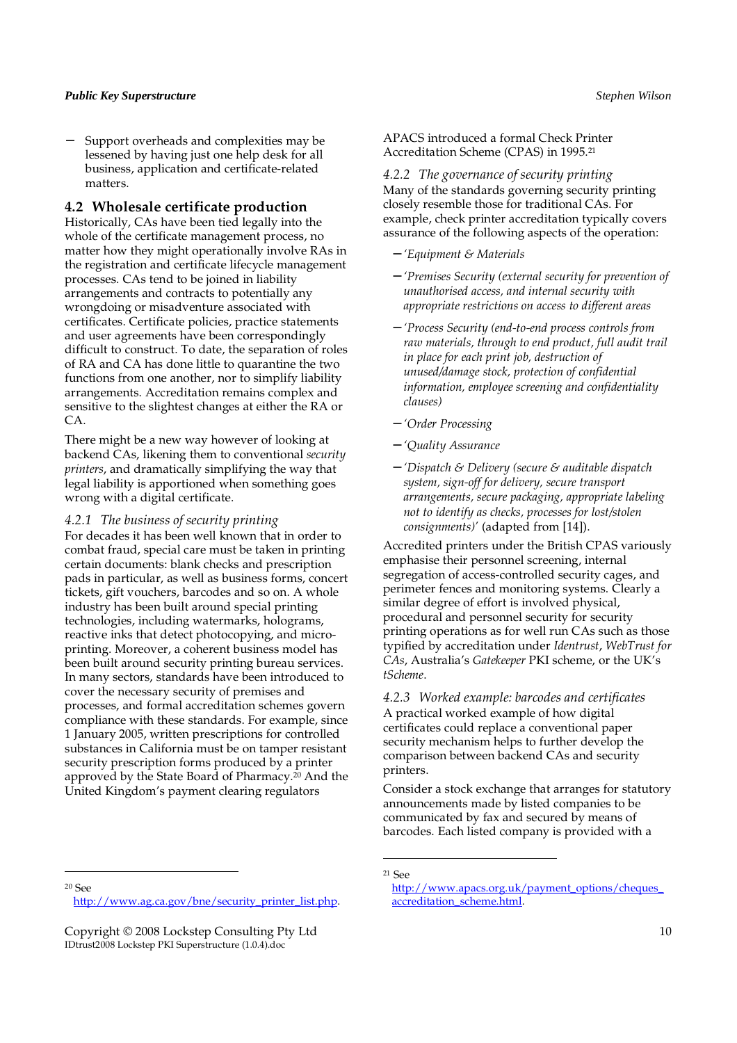− Support overheads and complexities may be lessened by having just one help desk for all business, application and certificate-related matters.

## 4.2 Wholesale certificate production

Historically, CAs have been tied legally into the whole of the certificate management process, no matter how they might operationally involve RAs in the registration and certificate lifecycle management processes. CAs tend to be joined in liability arrangements and contracts to potentially any wrongdoing or misadventure associated with certificates. Certificate policies, practice statements and user agreements have been correspondingly difficult to construct. To date, the separation of roles of RA and CA has done little to quarantine the two functions from one another, nor to simplify liability arrangements. Accreditation remains complex and sensitive to the slightest changes at either the RA or CA.

There might be a new way however of looking at backend CAs, likening them to conventional *security printers*, and dramatically simplifying the way that legal liability is apportioned when something goes wrong with a digital certificate.

### *4.2.1 The business of security printing*

For decades it has been well known that in order to combat fraud, special care must be taken in printing certain documents: blank checks and prescription pads in particular, as well as business forms, concert tickets, gift vouchers, barcodes and so on. A whole industry has been built around special printing technologies, including watermarks, holograms, reactive inks that detect photocopying, and micro-printing. Moreover, a coherent business model has been built around security printing bureau services. In many sectors, standards have been introduced to cover the necessary security of premises and processes, and formal accreditation schemes govern compliance with these standards. For example, since 1 January 2005, written prescriptions for controlled substances in California must be on tamper resistant security prescription forms produced by a printer approved by the State Board of Pharmacy.[20] And the United Kingdom's payment clearing regulators APACS introduced a formal Check Printer Accreditation Scheme (CPAS) in 1995.[21]

### *4.2.2 The governance of security printing*

Many of the standards governing security printing closely resemble those for traditional CAs. For example, check printer accreditation typically covers assurance of the following aspects of the operation:

- *'Equipment & Materials*
- *'Premises Security (external security for prevention of unauthorised access, and internal security with appropriate restrictions on access to different areas*
- *'Process Security (end-to-end process controls from raw materials, through to end product, full audit trail in place for each print job, destruction of unused/damage stock, protection of confidential information, employee screening and confidentiality clauses)*
- *'Order Processing*
- *'Quality Assurance*
- *'Dispatch & Delivery (secure & auditable dispatch system, sign-off for delivery, secure transport arrangements, secure packaging, appropriate labeling not to identify as checks, processes for lost/stolen consignments)'* (adapted from [14]).

Accredited printers under the British CPAS variously emphasise their personnel screening, internal segregation of access-controlled security cages, and perimeter fences and monitoring systems. Clearly a similar degree of effort is involved physical, procedural and personnel security for security printing operations as for well run CAs such as those typified by accreditation under *Identrust*, *WebTrust for CAs*, Australia's *Gatekeeper* PKI scheme, or the UK's *tScheme*.

### *4.2.3 Worked example: barcodes and certificates*

A practical worked example of how digital certificates could replace a conventional paper security mechanism helps to further develop the comparison between backend CAs and security printers.

Consider a stock exchange that arranges for statutory announcements made by listed companies to be communicated by fax and secured by means of barcodes. Each listed company is provided with a

---

[20] See http://www.ag.ca.gov/bne/security_printer_list.php.

[21] See http://www.apacs.org.uk/payment_options/cheques_accreditation_scheme.html.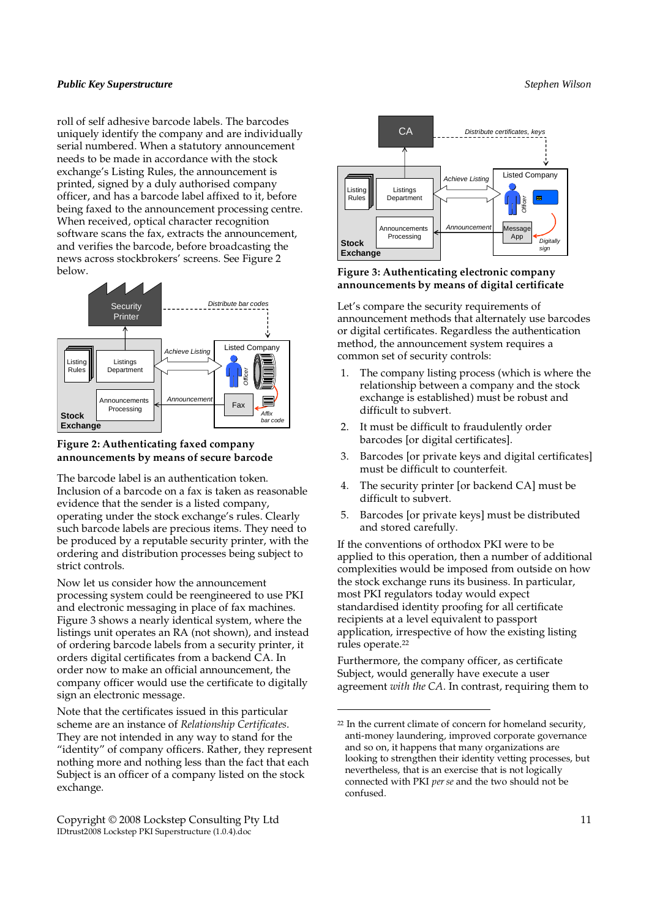roll of self adhesive barcode labels. The barcodes uniquely identify the company and are individually serial numbered. When a statutory announcement needs to be made in accordance with the stock exchange's Listing Rules, the announcement is printed, signed by a duly authorised company officer, and has a barcode label affixed to it, before being faxed to the announcement processing centre. When received, optical character recognition software scans the fax, extracts the announcement, and verifies the barcode, before broadcasting the news across stockbrokers' screens. See Figure 2 below.

**Figure 2: Authenticating faxed company announcements by means of secure barcode**

The barcode label is an authentication token. Inclusion of a barcode on a fax is taken as reasonable evidence that the sender is a listed company, operating under the stock exchange's rules. Clearly such barcode labels are precious items. They need to be produced by a reputable security printer, with the ordering and distribution processes being subject to strict controls.

Now let us consider how the announcement processing system could be reengineered to use PKI and electronic messaging in place of fax machines. Figure 3 shows a nearly identical system, where the listings unit operates an RA (not shown), and instead of ordering barcode labels from a security printer, it orders digital certificates from a backend CA. In order now to make an official announcement, the company officer would use the certificate to digitally sign an electronic message.

Note that the certificates issued in this particular scheme are an instance of *Relationship Certificates*. They are not intended in any way to stand for the "identity" of company officers. Rather, they represent nothing more and nothing less than the fact that each Subject is an officer of a company listed on the stock exchange.

**Figure 3: Authenticating electronic company announcements by means of digital certificate**

Let's compare the security requirements of announcement methods that alternately use barcodes or digital certificates. Regardless the authentication method, the announcement system requires a common set of security controls:

1. The company listing process (which is where the relationship between a company and the stock exchange is established) must be robust and difficult to subvert.
2. It must be difficult to fraudulently order barcodes [or digital certificates].
3. Barcodes [or private keys and digital certificates] must be difficult to counterfeit.
4. The security printer [or backend CA] must be difficult to subvert.
5. Barcodes [or private keys] must be distributed and stored carefully.

If the conventions of orthodox PKI were to be applied to this operation, then a number of additional complexities would be imposed from outside on how the stock exchange runs its business. In particular, most PKI regulators today would expect standardised identity proofing for all certificate recipients at a level equivalent to passport application, irrespective of how the existing listing rules operate.[22]

Furthermore, the company officer, as certificate Subject, would generally have execute a user agreement *with the CA*. In contrast, requiring them to

[22] In the current climate of concern for homeland security, anti-money laundering, improved corporate governance and so on, it happens that many organizations are looking to strengthen their identity vetting processes, but nevertheless, that is an exercise that is not logically connected with PKI *per se* and the two should not be confused.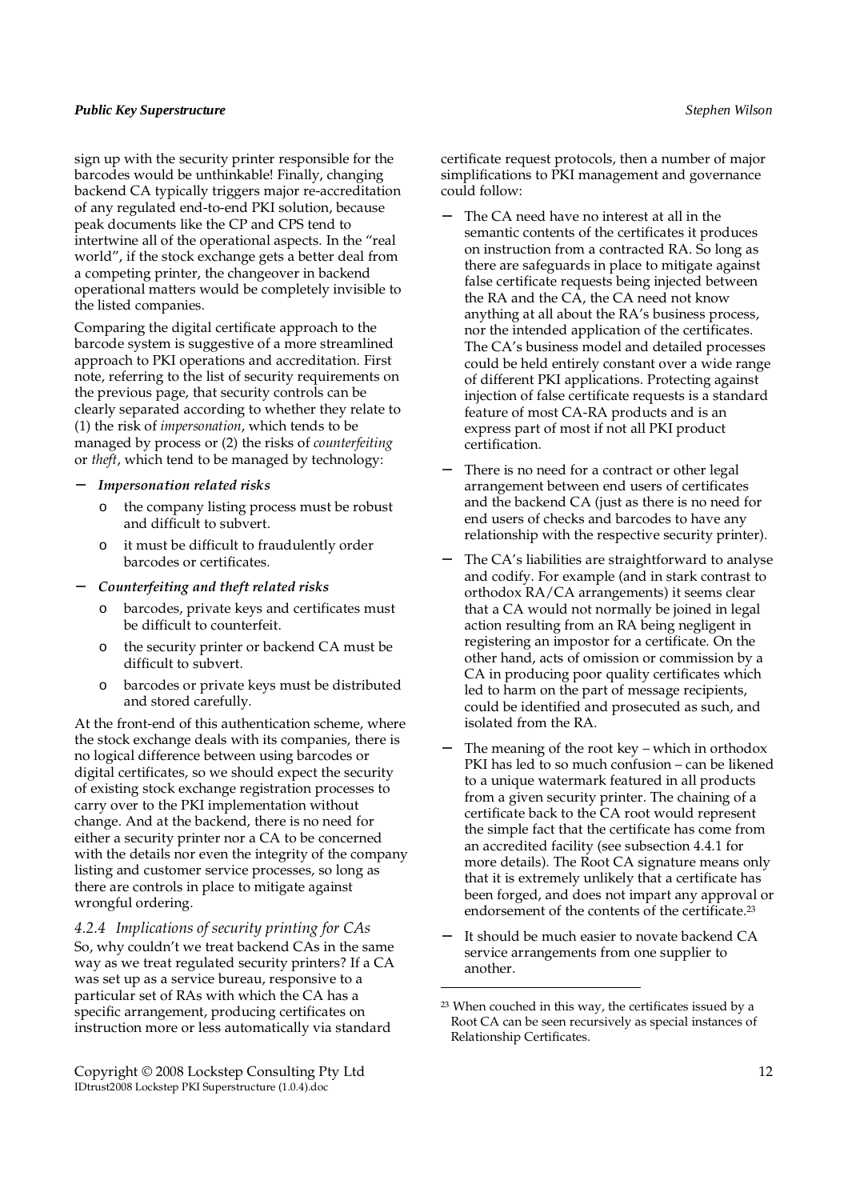sign up with the security printer responsible for the barcodes would be unthinkable! Finally, changing backend CA typically triggers major re-accreditation of any regulated end-to-end PKI solution, because peak documents like the CP and CPS tend to intertwine all of the operational aspects. In the "real world", if the stock exchange gets a better deal from a competing printer, the changeover in backend operational matters would be completely invisible to the listed companies.

Comparing the digital certificate approach to the barcode system is suggestive of a more streamlined approach to PKI operations and accreditation. First note, referring to the list of security requirements on the previous page, that security controls can be clearly separated according to whether they relate to (1) the risk of *impersonation*, which tends to be managed by process or (2) the risks of *counterfeiting* or *theft*, which tend to be managed by technology:

- ***Impersonation related risks***
  - the company listing process must be robust and difficult to subvert.
  - it must be difficult to fraudulently order barcodes or certificates.
- ***Counterfeiting and theft related risks***
  - barcodes, private keys and certificates must be difficult to counterfeit.
  - the security printer or backend CA must be difficult to subvert.
  - barcodes or private keys must be distributed and stored carefully.

At the front-end of this authentication scheme, where the stock exchange deals with its companies, there is no logical difference between using barcodes or digital certificates, so we should expect the security of existing stock exchange registration processes to carry over to the PKI implementation without change. And at the backend, there is no need for either a security printer nor a CA to be concerned with the details nor even the integrity of the company listing and customer service processes, so long as there are controls in place to mitigate against wrongful ordering.

### *4.2.4 Implications of security printing for CAs*

So, why couldn't we treat backend CAs in the same way as we treat regulated security printers? If a CA was set up as a service bureau, responsive to a particular set of RAs with which the CA has a specific arrangement, producing certificates on instruction more or less automatically via standard certificate request protocols, then a number of major simplifications to PKI management and governance could follow:

- The CA need have no interest at all in the semantic contents of the certificates it produces on instruction from a contracted RA. So long as there are safeguards in place to mitigate against false certificate requests being injected between the RA and the CA, the CA need not know anything at all about the RA's business process, nor the intended application of the certificates. The CA's business model and detailed processes could be held entirely constant over a wide range of different PKI applications. Protecting against injection of false certificate requests is a standard feature of most CA-RA products and is an express part of most if not all PKI product certification.
- There is no need for a contract or other legal arrangement between end users of certificates and the backend CA (just as there is no need for end users of checks and barcodes to have any relationship with the respective security printer).
- The CA's liabilities are straightforward to analyse and codify. For example (and in stark contrast to orthodox RA/CA arrangements) it seems clear that a CA would not normally be joined in legal action resulting from an RA being negligent in registering an impostor for a certificate. On the other hand, acts of omission or commission by a CA in producing poor quality certificates which led to harm on the part of message recipients, could be identified and prosecuted as such, and isolated from the RA.
- The meaning of the root key – which in orthodox PKI has led to so much confusion – can be likened to a unique watermark featured in all products from a given security printer. The chaining of a certificate back to the CA root would represent the simple fact that the certificate has come from an accredited facility (see subsection 4.4.1 for more details). The Root CA signature means only that it is extremely unlikely that a certificate has been forged, and does not impart any approval or endorsement of the contents of the certificate.[23]
- It should be much easier to novate backend CA service arrangements from one supplier to another.

[23] When couched in this way, the certificates issued by a Root CA can be seen recursively as special instances of Relationship Certificates.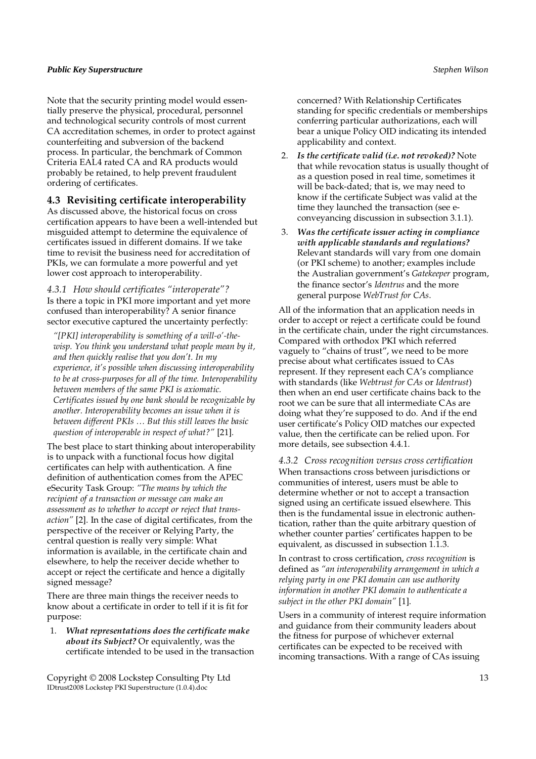Note that the security printing model would essentially preserve the physical, procedural, personnel and technological security controls of most current CA accreditation schemes, in order to protect against counterfeiting and subversion of the backend process. In particular, the benchmark of Common Criteria EAL4 rated CA and RA products would probably be retained, to help prevent fraudulent ordering of certificates.

## 4.3 Revisiting certificate interoperability

As discussed above, the historical focus on cross certification appears to have been a well-intended but misguided attempt to determine the equivalence of certificates issued in different domains. If we take time to revisit the business need for accreditation of PKIs, we can formulate a more powerful and yet lower cost approach to interoperability.

### *4.3.1 How should certificates "interoperate"?*

Is there a topic in PKI more important and yet more confused than interoperability? A senior finance sector executive captured the uncertainty perfectly:

> *"[PKI] interoperability is something of a will-o'-the-wisp. You think you understand what people mean by it, and then quickly realise that you don't. In my experience, it's possible when discussing interoperability to be at cross-purposes for all of the time. Interoperability between members of the same PKI is axiomatic. Certificates issued by one bank should be recognizable by another. Interoperability becomes an issue when it is between different PKIs … But this still leaves the basic question of interoperable in respect of what?"* [21].

The best place to start thinking about interoperability is to unpack with a functional focus how digital certificates can help with authentication. A fine definition of authentication comes from the APEC eSecurity Task Group: *"The means by which the recipient of a transaction or message can make an assessment as to whether to accept or reject that transaction"* [2]. In the case of digital certificates, from the perspective of the receiver or Relying Party, the central question is really very simple: What information is available, in the certificate chain and elsewhere, to help the receiver decide whether to accept or reject the certificate and hence a digitally signed message?

There are three main things the receiver needs to know about a certificate in order to tell if it is fit for purpose:

1. ***What representations does the certificate make about its Subject?*** Or equivalently, was the certificate intended to be used in the transaction concerned? With Relationship Certificates standing for specific credentials or memberships conferring particular authorizations, each will bear a unique Policy OID indicating its intended applicability and context.
2. ***Is the certificate valid (i.e. not revoked)?*** Note that while revocation status is usually thought of as a question posed in real time, sometimes it will be back-dated; that is, we may need to know if the certificate Subject was valid at the time they launched the transaction (see e-conveyancing discussion in subsection 3.1.1).
3. ***Was the certificate issuer acting in compliance with applicable standards and regulations?*** Relevant standards will vary from one domain (or PKI scheme) to another; examples include the Australian government's *Gatekeeper* program, the finance sector's *Identrus* and the more general purpose *WebTrust for CAs*.

All of the information that an application needs in order to accept or reject a certificate could be found in the certificate chain, under the right circumstances. Compared with orthodox PKI which referred vaguely to "chains of trust", we need to be more precise about what certificates issued to CAs represent. If they represent each CA's compliance with standards (like *Webtrust for CAs* or *Identrust*) then when an end user certificate chains back to the root we can be sure that all intermediate CAs are doing what they're supposed to do. And if the end user certificate's Policy OID matches our expected value, then the certificate can be relied upon. For more details, see subsection 4.4.1.

### *4.3.2 Cross recognition versus cross certification*

When transactions cross between jurisdictions or communities of interest, users must be able to determine whether or not to accept a transaction signed using an certificate issued elsewhere. This then is the fundamental issue in electronic authentication, rather than the quite arbitrary question of whether counter parties' certificates happen to be equivalent, as discussed in subsection 1.1.3.

In contrast to cross certification, *cross recognition* is defined as *"an interoperability arrangement in which a relying party in one PKI domain can use authority information in another PKI domain to authenticate a subject in the other PKI domain"* [1].

Users in a community of interest require information and guidance from their community leaders about the fitness for purpose of whichever external certificates can be expected to be received with incoming transactions. With a range of CAs issuing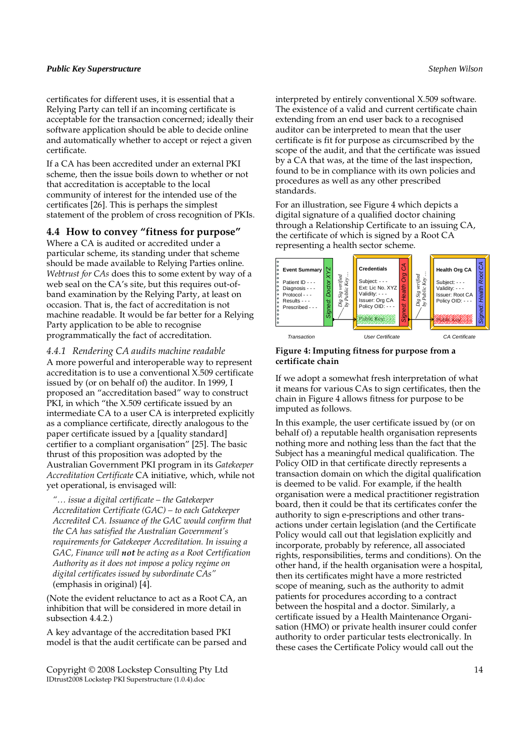certificates for different uses, it is essential that a Relying Party can tell if an incoming certificate is acceptable for the transaction concerned; ideally their software application should be able to decide online and automatically whether to accept or reject a given certificate.

If a CA has been accredited under an external PKI scheme, then the issue boils down to whether or not that accreditation is acceptable to the local community of interest for the intended use of the certificates [26]. This is perhaps the simplest statement of the problem of cross recognition of PKIs.

## 4.4 How to convey "fitness for purpose"

Where a CA is audited or accredited under a particular scheme, its standing under that scheme should be made available to Relying Parties online. *Webtrust for CAs* does this to some extent by way of a web seal on the CA's site, but this requires out-of-band examination by the Relying Party, at least on occasion. That is, the fact of accreditation is not machine readable. It would be far better for a Relying Party application to be able to recognise programmatically the fact of accreditation.

### *4.4.1 Rendering CA audits machine readable*

A more powerful and interoperable way to represent accreditation is to use a conventional X.509 certificate issued by (or on behalf of) the auditor. In 1999, I proposed an "accreditation based" way to construct PKI, in which "the X.509 certificate issued by an intermediate CA to a user CA is interpreted explicitly as a compliance certificate, directly analogous to the paper certificate issued by a [quality standard] certifier to a compliant organisation" [25]. The basic thrust of this proposition was adopted by the Australian Government PKI program in its *Gatekeeper Accreditation Certificate* CA initiative, which, while not yet operational, is envisaged will:

> *"… issue a digital certificate – the Gatekeeper Accreditation Certificate (GAC) – to each Gatekeeper Accredited CA. Issuance of the GAC would confirm that the CA has satisfied the Australian Government's requirements for Gatekeeper Accreditation. In issuing a GAC, Finance will **not** be acting as a Root Certification Authority as it does not impose a policy regime on digital certificates issued by subordinate CAs"* (emphasis in original) [4].

(Note the evident reluctance to act as a Root CA, an inhibition that will be considered in more detail in subsection 4.4.2.)

A key advantage of the accreditation based PKI model is that the audit certificate can be parsed and interpreted by entirely conventional X.509 software. The existence of a valid and current certificate chain extending from an end user back to a recognised auditor can be interpreted to mean that the user certificate is fit for purpose as circumscribed by the scope of the audit, and that the certificate was issued by a CA that was, at the time of the last inspection, found to be in compliance with its own policies and procedures as well as any other prescribed standards.

For an illustration, see Figure 4 which depicts a digital signature of a qualified doctor chaining through a Relationship Certificate to an issuing CA, the certificate of which is signed by a Root CA representing a health sector scheme.

**Figure 4: Imputing fitness for purpose from a certificate chain**

If we adopt a somewhat fresh interpretation of what it means for various CAs to sign certificates, then the chain in Figure 4 allows fitness for purpose to be imputed as follows.

In this example, the user certificate issued by (or on behalf of) a reputable health organisation represents nothing more and nothing less than the fact that the Subject has a meaningful medical qualification. The Policy OID in that certificate directly represents a transaction domain on which the digital qualification is deemed to be valid. For example, if the health organisation were a medical practitioner registration board, then it could be that its certificates confer the authority to sign e-prescriptions and other transactions under certain legislation (and the Certificate Policy would call out that legislation explicitly and incorporate, probably by reference, all associated rights, responsibilities, terms and conditions). On the other hand, if the health organisation were a hospital, then its certificates might have a more restricted scope of meaning, such as the authority to admit patients for procedures according to a contract between the hospital and a doctor. Similarly, a certificate issued by a Health Maintenance Organisation (HMO) or private health insurer could confer authority to order particular tests electronically. In these cases the Certificate Policy would call out the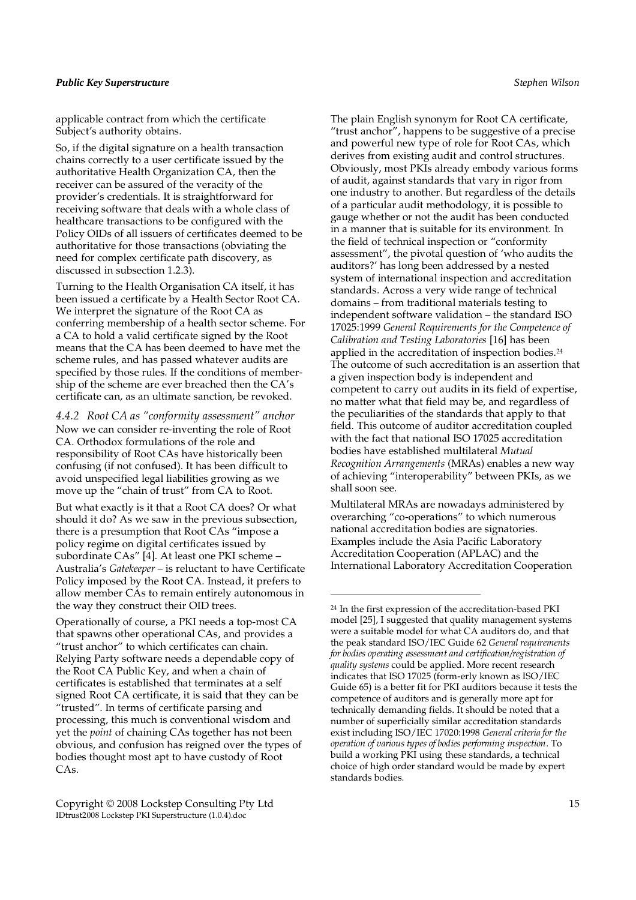applicable contract from which the certificate Subject's authority obtains.

So, if the digital signature on a health transaction chains correctly to a user certificate issued by the authoritative Health Organization CA, then the receiver can be assured of the veracity of the provider's credentials. It is straightforward for receiving software that deals with a whole class of healthcare transactions to be configured with the Policy OIDs of all issuers of certificates deemed to be authoritative for those transactions (obviating the need for complex certificate path discovery, as discussed in subsection 1.2.3).

Turning to the Health Organisation CA itself, it has been issued a certificate by a Health Sector Root CA. We interpret the signature of the Root CA as conferring membership of a health sector scheme. For a CA to hold a valid certificate signed by the Root means that the CA has been deemed to have met the scheme rules, and has passed whatever audits are specified by those rules. If the conditions of membership of the scheme are ever breached then the CA's certificate can, as an ultimate sanction, be revoked.

#### *4.4.2 Root CA as "conformity assessment" anchor*

Now we can consider re-inventing the role of Root CA. Orthodox formulations of the role and responsibility of Root CAs have historically been confusing (if not confused). It has been difficult to avoid unspecified legal liabilities growing as we move up the "chain of trust" from CA to Root.

But what exactly is it that a Root CA does? Or what should it do? As we saw in the previous subsection, there is a presumption that Root CAs "impose a policy regime on digital certificates issued by subordinate CAs" [4]. At least one PKI scheme – Australia's *Gatekeeper* – is reluctant to have Certificate Policy imposed by the Root CA. Instead, it prefers to allow member CAs to remain entirely autonomous in the way they construct their OID trees.

Operationally of course, a PKI needs a top-most CA that spawns other operational CAs, and provides a "trust anchor" to which certificates can chain. Relying Party software needs a dependable copy of the Root CA Public Key, and when a chain of certificates is established that terminates at a self signed Root CA certificate, it is said that they can be "trusted". In terms of certificate parsing and processing, this much is conventional wisdom and yet the *point* of chaining CAs together has not been obvious, and confusion has reigned over the types of bodies thought most apt to have custody of Root CAs.

The plain English synonym for Root CA certificate, "trust anchor", happens to be suggestive of a precise and powerful new type of role for Root CAs, which derives from existing audit and control structures. Obviously, most PKIs already embody various forms of audit, against standards that vary in rigor from one industry to another. But regardless of the details of a particular audit methodology, it is possible to gauge whether or not the audit has been conducted in a manner that is suitable for its environment. In the field of technical inspection or "conformity assessment", the pivotal question of 'who audits the auditors?' has long been addressed by a nested system of international inspection and accreditation standards. Across a very wide range of technical domains – from traditional materials testing to independent software validation – the standard ISO 17025:1999 *General Requirements for the Competence of Calibration and Testing Laboratories* [16] has been applied in the accreditation of inspection bodies.[24] The outcome of such accreditation is an assertion that a given inspection body is independent and competent to carry out audits in its field of expertise, no matter what that field may be, and regardless of the peculiarities of the standards that apply to that field. This outcome of auditor accreditation coupled with the fact that national ISO 17025 accreditation bodies have established multilateral *Mutual Recognition Arrangements* (MRAs) enables a new way of achieving "interoperability" between PKIs, as we shall soon see.

Multilateral MRAs are nowadays administered by overarching "co-operations" to which numerous national accreditation bodies are signatories. Examples include the Asia Pacific Laboratory Accreditation Cooperation (APLAC) and the International Laboratory Accreditation Cooperation

---

[24] In the first expression of the accreditation-based PKI model [25], I suggested that quality management systems were a suitable model for what CA auditors do, and that the peak standard ISO/IEC Guide 62 *General requirements for bodies operating assessment and certification/registration of quality systems* could be applied. More recent research indicates that ISO 17025 (form-erly known as ISO/IEC Guide 65) is a better fit for PKI auditors because it tests the competence of auditors and is generally more apt for technically demanding fields. It should be noted that a number of superficially similar accreditation standards exist including ISO/IEC 17020:1998 *General criteria for the operation of various types of bodies performing inspection*. To build a working PKI using these standards, a technical choice of high order standard would be made by expert standards bodies.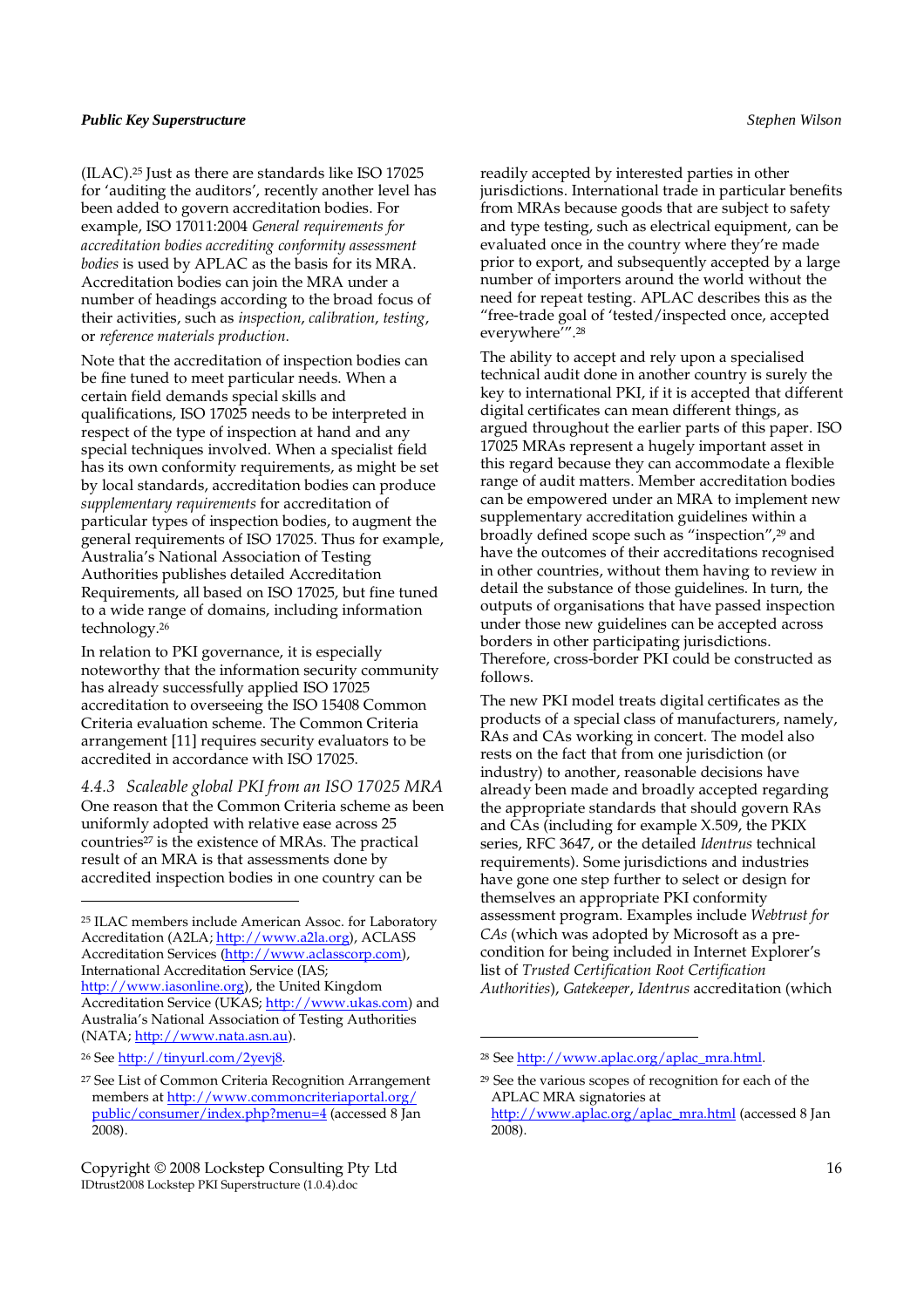(ILAC).[25] Just as there are standards like ISO 17025 for 'auditing the auditors', recently another level has been added to govern accreditation bodies. For example, ISO 17011:2004 *General requirements for accreditation bodies accrediting conformity assessment bodies* is used by APLAC as the basis for its MRA. Accreditation bodies can join the MRA under a number of headings according to the broad focus of their activities, such as *inspection*, *calibration*, *testing*, or *reference materials production*.

Note that the accreditation of inspection bodies can be fine tuned to meet particular needs. When a certain field demands special skills and qualifications, ISO 17025 needs to be interpreted in respect of the type of inspection at hand and any special techniques involved. When a specialist field has its own conformity requirements, as might be set by local standards, accreditation bodies can produce *supplementary requirements* for accreditation of particular types of inspection bodies, to augment the general requirements of ISO 17025. Thus for example, Australia's National Association of Testing Authorities publishes detailed Accreditation Requirements, all based on ISO 17025, but fine tuned to a wide range of domains, including information technology.[26]

In relation to PKI governance, it is especially noteworthy that the information security community has already successfully applied ISO 17025 accreditation to overseeing the ISO 15408 Common Criteria evaluation scheme. The Common Criteria arrangement [11] requires security evaluators to be accredited in accordance with ISO 17025.

### *4.4.3 Scaleable global PKI from an ISO 17025 MRA*

One reason that the Common Criteria scheme as been uniformly adopted with relative ease across 25 countries[27] is the existence of MRAs. The practical result of an MRA is that assessments done by accredited inspection bodies in one country can be readily accepted by interested parties in other jurisdictions. International trade in particular benefits from MRAs because goods that are subject to safety and type testing, such as electrical equipment, can be evaluated once in the country where they're made prior to export, and subsequently accepted by a large number of importers around the world without the need for repeat testing. APLAC describes this as the "free-trade goal of 'tested/inspected once, accepted everywhere'".[28]

The ability to accept and rely upon a specialised technical audit done in another country is surely the key to international PKI, if it is accepted that different digital certificates can mean different things, as argued throughout the earlier parts of this paper. ISO 17025 MRAs represent a hugely important asset in this regard because they can accommodate a flexible range of audit matters. Member accreditation bodies can be empowered under an MRA to implement new supplementary accreditation guidelines within a broadly defined scope such as "inspection",[29] and have the outcomes of their accreditations recognised in other countries, without them having to review in detail the substance of those guidelines. In turn, the outputs of organisations that have passed inspection under those new guidelines can be accepted across borders in other participating jurisdictions. Therefore, cross-border PKI could be constructed as follows.

The new PKI model treats digital certificates as the products of a special class of manufacturers, namely, RAs and CAs working in concert. The model also rests on the fact that from one jurisdiction (or industry) to another, reasonable decisions have already been made and broadly accepted regarding the appropriate standards that should govern RAs and CAs (including for example X.509, the PKIX series, RFC 3647, or the detailed *Identrus* technical requirements). Some jurisdictions and industries have gone one step further to select or design for themselves an appropriate PKI conformity assessment program. Examples include *Webtrust for CAs* (which was adopted by Microsoft as a pre-condition for being included in Internet Explorer's list of *Trusted Certification Root Certification Authorities*), *Gatekeeper*, *Identrus* accreditation (which

---

[25] ILAC members include American Assoc. for Laboratory Accreditation (A2LA; http://www.a2la.org), ACLASS Accreditation Services (http://www.aclasscorp.com), International Accreditation Service (IAS; http://www.iasonline.org), the United Kingdom Accreditation Service (UKAS; http://www.ukas.com) and Australia's National Association of Testing Authorities (NATA; http://www.nata.asn.au).

[26] See http://tinyurl.com/2yevj8.

[27] See List of Common Criteria Recognition Arrangement members at http://www.commoncriteriaportal.org/public/consumer/index.php?menu=4 (accessed 8 Jan 2008).

[28] See http://www.aplac.org/aplac_mra.html.

[29] See the various scopes of recognition for each of the APLAC MRA signatories at http://www.aplac.org/aplac_mra.html (accessed 8 Jan 2008).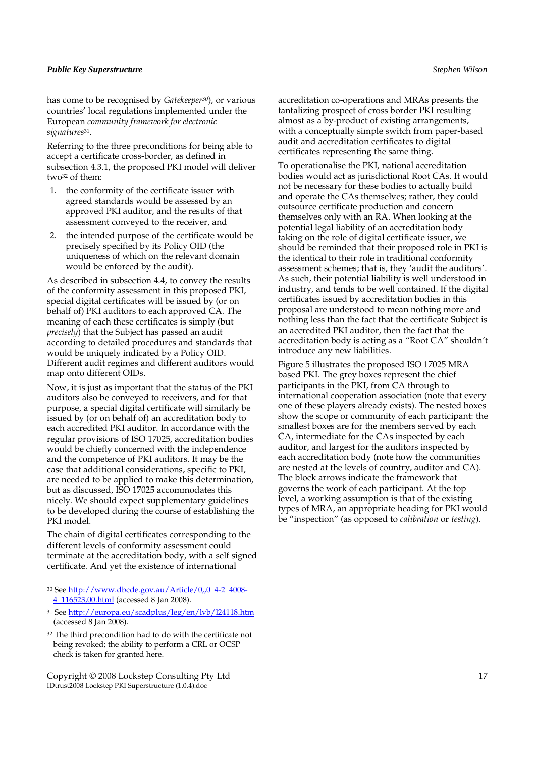has come to be recognised by *Gatekeeper*[30]), or various countries' local regulations implemented under the European *community framework for electronic signatures*[31].

Referring to the three preconditions for being able to accept a certificate cross-border, as defined in subsection 4.3.1, the proposed PKI model will deliver two[32] of them:

1. the conformity of the certificate issuer with agreed standards would be assessed by an approved PKI auditor, and the results of that assessment conveyed to the receiver, and
2. the intended purpose of the certificate would be precisely specified by its Policy OID (the uniqueness of which on the relevant domain would be enforced by the audit).

As described in subsection 4.4, to convey the results of the conformity assessment in this proposed PKI, special digital certificates will be issued by (or on behalf of) PKI auditors to each approved CA. The meaning of each these certificates is simply (but *precisely*) that the Subject has passed an audit according to detailed procedures and standards that would be uniquely indicated by a Policy OID. Different audit regimes and different auditors would map onto different OIDs.

Now, it is just as important that the status of the PKI auditors also be conveyed to receivers, and for that purpose, a special digital certificate will similarly be issued by (or on behalf of) an accreditation body to each accredited PKI auditor. In accordance with the regular provisions of ISO 17025, accreditation bodies would be chiefly concerned with the independence and the competence of PKI auditors. It may be the case that additional considerations, specific to PKI, are needed to be applied to make this determination, but as discussed, ISO 17025 accommodates this nicely. We should expect supplementary guidelines to be developed during the course of establishing the PKI model.

The chain of digital certificates corresponding to the different levels of conformity assessment could terminate at the accreditation body, with a self signed certificate. And yet the existence of international accreditation co-operations and MRAs presents the tantalizing prospect of cross border PKI resulting almost as a by-product of existing arrangements, with a conceptually simple switch from paper-based audit and accreditation certificates to digital certificates representing the same thing.

To operationalise the PKI, national accreditation bodies would act as jurisdictional Root CAs. It would not be necessary for these bodies to actually build and operate the CAs themselves; rather, they could outsource certificate production and concern themselves only with an RA. When looking at the potential legal liability of an accreditation body taking on the role of digital certificate issuer, we should be reminded that their proposed role in PKI is the identical to their role in traditional conformity assessment schemes; that is, they 'audit the auditors'. As such, their potential liability is well understood in industry, and tends to be well contained. If the digital certificates issued by accreditation bodies in this proposal are understood to mean nothing more and nothing less than the fact that the certificate Subject is an accredited PKI auditor, then the fact that the accreditation body is acting as a "Root CA" shouldn't introduce any new liabilities.

Figure 5 illustrates the proposed ISO 17025 MRA based PKI. The grey boxes represent the chief participants in the PKI, from CA through to international cooperation association (note that every one of these players already exists). The nested boxes show the scope or community of each participant: the smallest boxes are for the members served by each CA, intermediate for the CAs inspected by each auditor, and largest for the auditors inspected by each accreditation body (note how the communities are nested at the levels of country, auditor and CA). The block arrows indicate the framework that governs the work of each participant. At the top level, a working assumption is that of the existing types of MRA, an appropriate heading for PKI would be "inspection" (as opposed to *calibration* or *testing*).

---

[30] See http://www.dbcde.gov.au/Article/0,,0_4-2_4008-4_116523,00.html (accessed 8 Jan 2008).

[31] See http://europa.eu/scadplus/leg/en/lvb/l24118.htm (accessed 8 Jan 2008).

[32] The third precondition had to do with the certificate not being revoked; the ability to perform a CRL or OCSP check is taken for granted here.

Copyright © 2008 Lockstep Consulting Pty Ltd
IDtrust2008 Lockstep PKI Superstructure (1.0.4).doc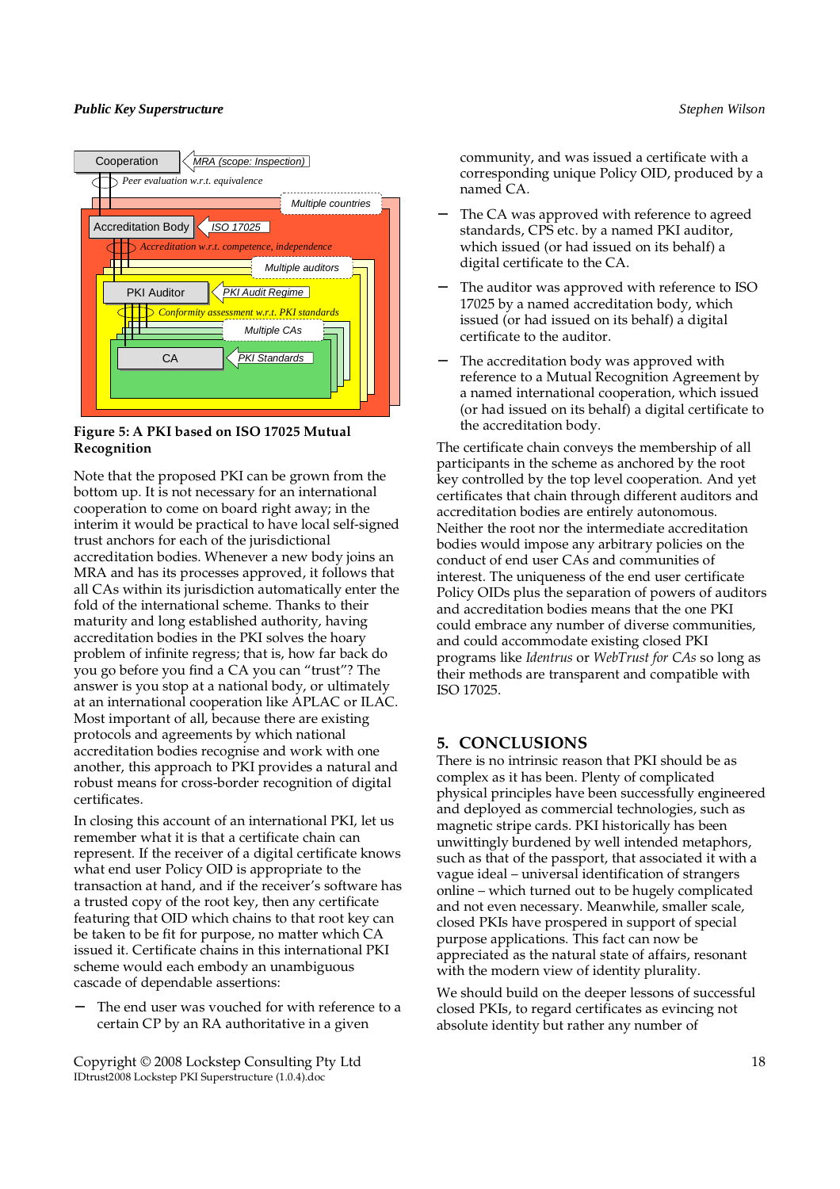**Figure 5: A PKI based on ISO 17025 Mutual Recognition**

Note that the proposed PKI can be grown from the bottom up. It is not necessary for an international cooperation to come on board right away; in the interim it would be practical to have local self-signed trust anchors for each of the jurisdictional accreditation bodies. Whenever a new body joins an MRA and has its processes approved, it follows that all CAs within its jurisdiction automatically enter the fold of the international scheme. Thanks to their maturity and long established authority, having accreditation bodies in the PKI solves the hoary problem of infinite regress; that is, how far back do you go before you find a CA you can "trust"? The answer is you stop at a national body, or ultimately at an international cooperation like APLAC or ILAC. Most important of all, because there are existing protocols and agreements by which national accreditation bodies recognise and work with one another, this approach to PKI provides a natural and robust means for cross-border recognition of digital certificates.

In closing this account of an international PKI, let us remember what it is that a certificate chain can represent. If the receiver of a digital certificate knows what end user Policy OID is appropriate to the transaction at hand, and if the receiver's software has a trusted copy of the root key, then any certificate featuring that OID which chains to that root key can be taken to be fit for purpose, no matter which CA issued it. Certificate chains in this international PKI scheme would each embody an unambiguous cascade of dependable assertions:

- The end user was vouched for with reference to a certain CP by an RA authoritative in a given community, and was issued a certificate with a corresponding unique Policy OID, produced by a named CA.
- The CA was approved with reference to agreed standards, CPS etc. by a named PKI auditor, which issued (or had issued on its behalf) a digital certificate to the CA.
- The auditor was approved with reference to ISO 17025 by a named accreditation body, which issued (or had issued on its behalf) a digital certificate to the auditor.
- The accreditation body was approved with reference to a Mutual Recognition Agreement by a named international cooperation, which issued (or had issued on its behalf) a digital certificate to the accreditation body.

The certificate chain conveys the membership of all participants in the scheme as anchored by the root key controlled by the top level cooperation. And yet certificates that chain through different auditors and accreditation bodies are entirely autonomous. Neither the root nor the intermediate accreditation bodies would impose any arbitrary policies on the conduct of end user CAs and communities of interest. The uniqueness of the end user certificate Policy OIDs plus the separation of powers of auditors and accreditation bodies means that the one PKI could embrace any number of diverse communities, and could accommodate existing closed PKI programs like *Identrus* or *WebTrust for CAs* so long as their methods are transparent and compatible with ISO 17025.

## 5. CONCLUSIONS

There is no intrinsic reason that PKI should be as complex as it has been. Plenty of complicated physical principles have been successfully engineered and deployed as commercial technologies, such as magnetic stripe cards. PKI historically has been unwittingly burdened by well intended metaphors, such as that of the passport, that associated it with a vague ideal – universal identification of strangers online – which turned out to be hugely complicated and not even necessary. Meanwhile, smaller scale, closed PKIs have prospered in support of special purpose applications. This fact can now be appreciated as the natural state of affairs, resonant with the modern view of identity plurality.

We should build on the deeper lessons of successful closed PKIs, to regard certificates as evincing not absolute identity but rather any number of

Copyright © 2008 Lockstep Consulting Pty Ltd
IDtrust2008 Lockstep PKI Superstructure (1.0.4).doc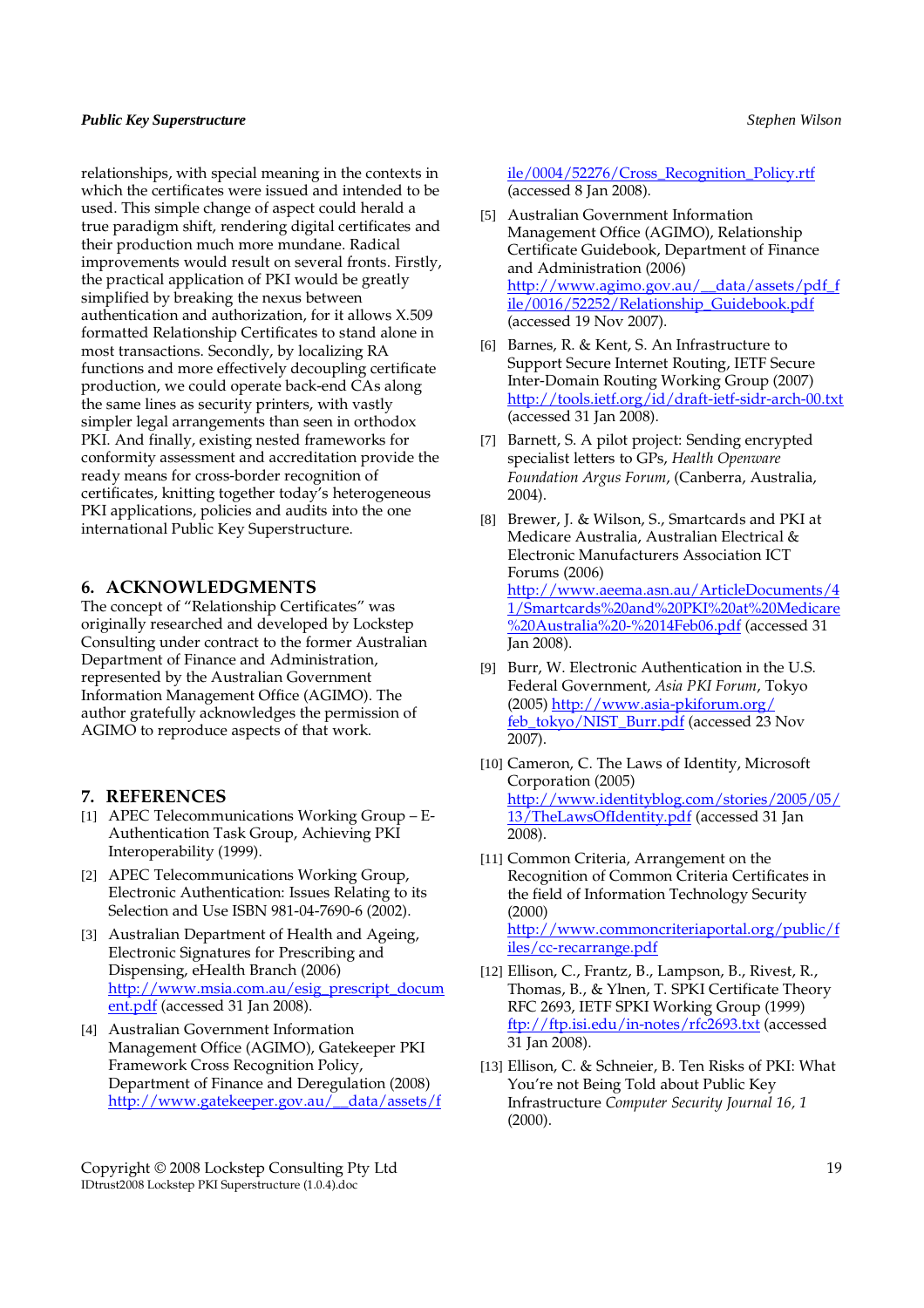relationships, with special meaning in the contexts in which the certificates were issued and intended to be used. This simple change of aspect could herald a true paradigm shift, rendering digital certificates and their production much more mundane. Radical improvements would result on several fronts. Firstly, the practical application of PKI would be greatly simplified by breaking the nexus between authentication and authorization, for it allows X.509 formatted Relationship Certificates to stand alone in most transactions. Secondly, by localizing RA functions and more effectively decoupling certificate production, we could operate back-end CAs along the same lines as security printers, with vastly simpler legal arrangements than seen in orthodox PKI. And finally, existing nested frameworks for conformity assessment and accreditation provide the ready means for cross-border recognition of certificates, knitting together today's heterogeneous PKI applications, policies and audits into the one international Public Key Superstructure.

## 6. ACKNOWLEDGMENTS

The concept of "Relationship Certificates" was originally researched and developed by Lockstep Consulting under contract to the former Australian Department of Finance and Administration, represented by the Australian Government Information Management Office (AGIMO). The author gratefully acknowledges the permission of AGIMO to reproduce aspects of that work.

## 7. REFERENCES

[1] APEC Telecommunications Working Group – E-Authentication Task Group, Achieving PKI Interoperability (1999).

[2] APEC Telecommunications Working Group, Electronic Authentication: Issues Relating to its Selection and Use ISBN 981-04-7690-6 (2002).

[3] Australian Department of Health and Ageing, Electronic Signatures for Prescribing and Dispensing, eHealth Branch (2006) http://www.msia.com.au/esig_prescript_document.pdf (accessed 31 Jan 2008).

[4] Australian Government Information Management Office (AGIMO), Gatekeeper PKI Framework Cross Recognition Policy, Department of Finance and Deregulation (2008) http://www.gatekeeper.gov.au/__data/assets/file/0004/52276/Cross_Recognition_Policy.rtf (accessed 8 Jan 2008).

[5] Australian Government Information Management Office (AGIMO), Relationship Certificate Guidebook, Department of Finance and Administration (2006) http://www.agimo.gov.au/__data/assets/pdf_file/0016/52252/Relationship_Guidebook.pdf (accessed 19 Nov 2007).

[6] Barnes, R. & Kent, S. An Infrastructure to Support Secure Internet Routing, IETF Secure Inter-Domain Routing Working Group (2007) http://tools.ietf.org/id/draft-ietf-sidr-arch-00.txt (accessed 31 Jan 2008).

[7] Barnett, S. A pilot project: Sending encrypted specialist letters to GPs, *Health Openware Foundation Argus Forum*, (Canberra, Australia, 2004).

[8] Brewer, J. & Wilson, S., Smartcards and PKI at Medicare Australia, Australian Electrical & Electronic Manufacturers Association ICT Forums (2006) http://www.aeema.asn.au/ArticleDocuments/41/Smartcards%20and%20PKI%20at%20Medicare%20Australia%20-%2014Feb06.pdf (accessed 31 Jan 2008).

[9] Burr, W. Electronic Authentication in the U.S. Federal Government, *Asia PKI Forum*, Tokyo (2005) http://www.asia-pkiforum.org/feb_tokyo/NIST_Burr.pdf (accessed 23 Nov 2007).

[10] Cameron, C. The Laws of Identity, Microsoft Corporation (2005) http://www.identityblog.com/stories/2005/05/13/TheLawsOfIdentity.pdf (accessed 31 Jan 2008).

[11] Common Criteria, Arrangement on the Recognition of Common Criteria Certificates in the field of Information Technology Security (2000) http://www.commoncriteriaportal.org/public/files/cc-recarrange.pdf

[12] Ellison, C., Frantz, B., Lampson, B., Rivest, R., Thomas, B., & Ylnen, T. SPKI Certificate Theory RFC 2693, IETF SPKI Working Group (1999) ftp://ftp.isi.edu/in-notes/rfc2693.txt (accessed 31 Jan 2008).

[13] Ellison, C. & Schneier, B. Ten Risks of PKI: What You're not Being Told about Public Key Infrastructure *Computer Security Journal 16, 1* (2000).

Copyright © 2008 Lockstep Consulting Pty Ltd
IDtrust2008 Lockstep PKI Superstructure (1.0.4).doc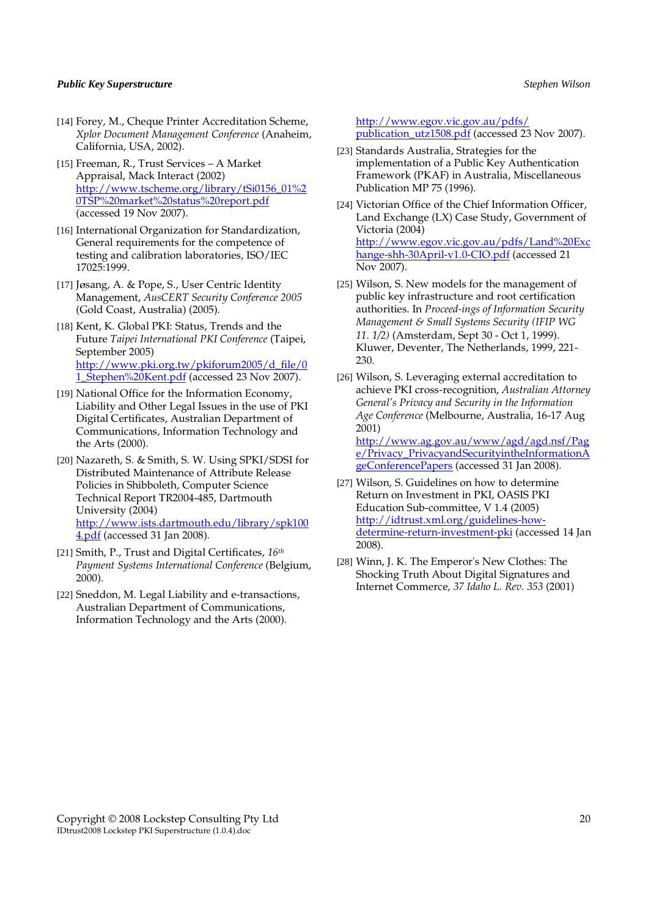[14] Forey, M., Cheque Printer Accreditation Scheme, *Xplor Document Management Conference* (Anaheim, California, USA, 2002).

[15] Freeman, R., Trust Services – A Market Appraisal, Mack Interact (2002) http://www.tscheme.org/library/tSi0156_01%20TSP%20market%20status%20report.pdf (accessed 19 Nov 2007).

[16] International Organization for Standardization, General requirements for the competence of testing and calibration laboratories, ISO/IEC 17025:1999.

[17] Jøsang, A. & Pope, S., User Centric Identity Management, *AusCERT Security Conference 2005* (Gold Coast, Australia) (2005).

[18] Kent, K. Global PKI: Status, Trends and the Future *Taipei International PKI Conference* (Taipei, September 2005) http://www.pki.org.tw/pkiforum2005/d_file/01_Stephen%20Kent.pdf (accessed 23 Nov 2007).

[19] National Office for the Information Economy, Liability and Other Legal Issues in the use of PKI Digital Certificates, Australian Department of Communications, Information Technology and the Arts (2000).

[20] Nazareth, S. & Smith, S. W. Using SPKI/SDSI for Distributed Maintenance of Attribute Release Policies in Shibboleth, Computer Science Technical Report TR2004-485, Dartmouth University (2004) http://www.ists.dartmouth.edu/library/spk1004.pdf (accessed 31 Jan 2008).

[21] Smith, P., Trust and Digital Certificates, *16th Payment Systems International Conference* (Belgium, 2000).

[22] Sneddon, M. Legal Liability and e-transactions, Australian Department of Communications, Information Technology and the Arts (2000). http://www.egov.vic.gov.au/pdfs/publication_utz1508.pdf (accessed 23 Nov 2007).

[23] Standards Australia, Strategies for the implementation of a Public Key Authentication Framework (PKAF) in Australia, Miscellaneous Publication MP 75 (1996).

[24] Victorian Office of the Chief Information Officer, Land Exchange (LX) Case Study, Government of Victoria (2004) http://www.egov.vic.gov.au/pdfs/Land%20Exchange-shh-30April-v1.0-CIO.pdf (accessed 21 Nov 2007).

[25] Wilson, S. New models for the management of public key infrastructure and root certification authorities. In *Proceed-ings of Information Security Management & Small Systems Security (IFIP WG 11. 1/2)* (Amsterdam, Sept 30 - Oct 1, 1999). Kluwer, Deventer, The Netherlands, 1999, 221-230.

[26] Wilson, S. Leveraging external accreditation to achieve PKI cross-recognition, *Australian Attorney General's Privacy and Security in the Information Age Conference* (Melbourne, Australia, 16-17 Aug 2001) http://www.ag.gov.au/www/agd/agd.nsf/Page/Privacy_PrivacyandSecurityintheInformationAgeConferencePapers (accessed 31 Jan 2008).

[27] Wilson, S. Guidelines on how to determine Return on Investment in PKI, OASIS PKI Education Sub-committee, V 1.4 (2005) http://idtrust.xml.org/guidelines-how-determine-return-investment-pki (accessed 14 Jan 2008).

[28] Winn, J. K. The Emperor's New Clothes: The Shocking Truth About Digital Signatures and Internet Commerce, *37 Idaho L. Rev. 353* (2001)